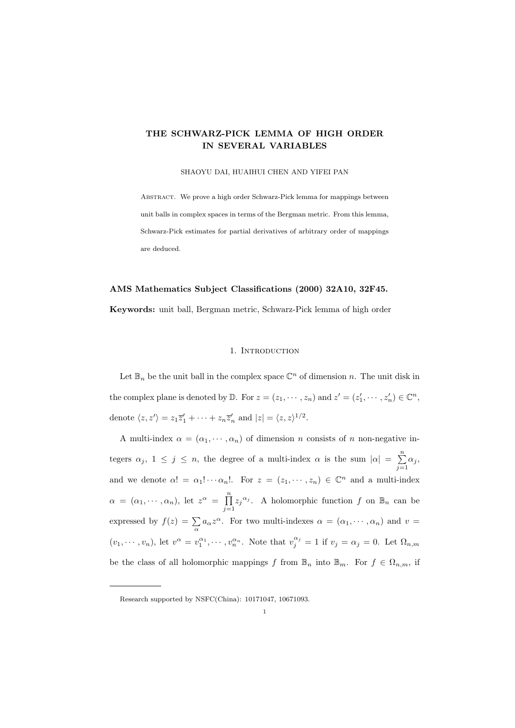# THE SCHWARZ-PICK LEMMA OF HIGH ORDER IN SEVERAL VARIABLES

SHAOYU DAI, HUAIHUI CHEN AND YIFEI PAN

Abstract. We prove a high order Schwarz-Pick lemma for mappings between unit balls in complex spaces in terms of the Bergman metric. From this lemma, Schwarz-Pick estimates for partial derivatives of arbitrary order of mappings are deduced.

**AMS Mathematics Subject Classifications (2000) 32A10, 32F45.**

**Keywords:** unit ball, Bergman metric, Schwarz-Pick lemma of high order

## 1. Introduction

Let $\mathbb{B}_n$ be the unit ball in the complex space $\mathbb{C}^n$ of dimension $n$. The unit disk in the complex plane is denoted by $\mathbb{D}$. For $z = (z_1, \cdots, z_n)$ and $z' = (z'_1, \cdots, z'_n) \in \mathbb{C}^n$, denote $\langle z, z' \rangle = z_1\overline{z}'_1 + \cdots + z_n\overline{z}'_n$ and $|z| = \langle z, z\rangle^{1/2}$.

A multi-index $\alpha = (\alpha_1, \cdots, \alpha_n)$ of dimension $n$ consists of $n$ non-negative integers $\alpha_j$, $1 \leq j \leq n$, the degree of a multi-index $\alpha$ is the sum $|\alpha| = \sum\limits_{j=1}^{n} \alpha_j$, and we denote $\alpha! = \alpha_1! \cdots \alpha_n!$. For $z = (z_1, \cdots, z_n) \in \mathbb{C}^n$ and a multi-index $\alpha = (\alpha_1, \cdots, \alpha_n)$, let $z^\alpha = \prod\limits_{j=1}^{n} z_j{}^{\alpha_j}$. A holomorphic function $f$ on $\mathbb{B}_n$ can be expressed by $f(z) = \sum\limits_{\alpha} a_\alpha z^\alpha$. For two multi-indexes $\alpha = (\alpha_1, \cdots, \alpha_n)$ and $v = (v_1, \cdots, v_n)$, let $v^\alpha = v_1^{\alpha_1}, \cdots, v_n^{\alpha_n}$. Note that $v_j^{\alpha_j} = 1$ if $v_j = \alpha_j = 0$. Let $\Omega_{n,m}$ be the class of all holomorphic mappings $f$ from $\mathbb{B}_n$ into $\mathbb{B}_m$. For $f \in \Omega_{n,m}$, if

Research supported by NSFC(China): 10171047, 10671093.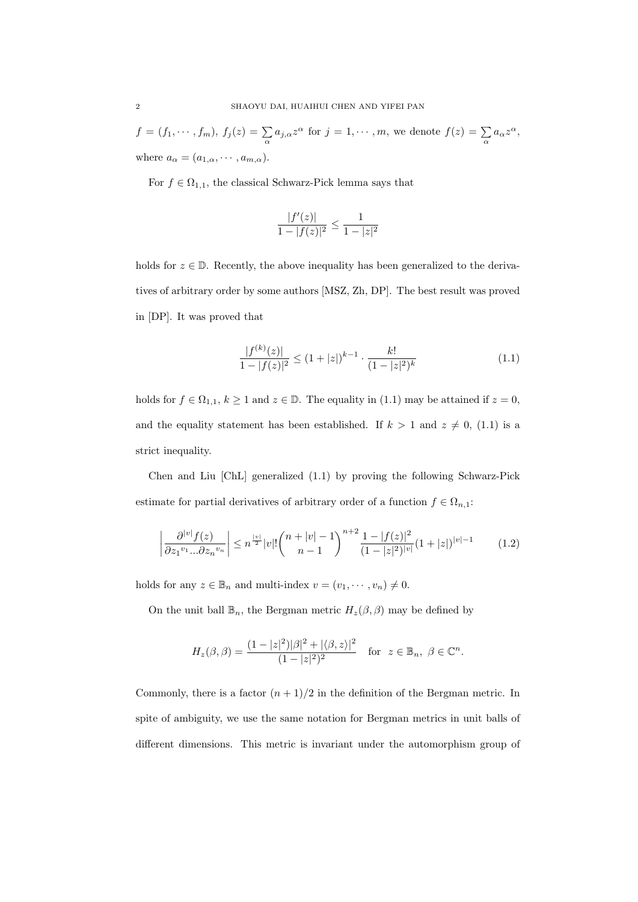$f = (f_1, \cdots, f_m)$, $f_j(z) = \sum\limits_{\alpha} a_{j,\alpha} z^\alpha$ for $j = 1, \cdots, m$, we denote $f(z) = \sum\limits_{\alpha} a_\alpha z^\alpha$, where $a_\alpha = (a_{1,\alpha}, \cdots, a_{m,\alpha})$.

For $f \in \Omega_{1,1}$, the classical Schwarz-Pick lemma says that

$$\frac{|f'(z)|}{1 - |f(z)|^2} \leq \frac{1}{1 - |z|^2}$$

holds for $z \in \mathbb{D}$. Recently, the above inequality has been generalized to the derivatives of arbitrary order by some authors [MSZ, Zh, DP]. The best result was proved in [DP]. It was proved that

$$\frac{|f^{(k)}(z)|}{1 - |f(z)|^2} \leq (1 + |z|)^{k-1} \cdot \frac{k!}{(1 - |z|^2)^k} \tag{1.1}$$

holds for $f \in \Omega_{1,1}$, $k \geq 1$ and $z \in \mathbb{D}$. The equality in (1.1) may be attained if $z = 0$, and the equality statement has been established. If $k > 1$ and $z \neq 0$, (1.1) is a strict inequality.

Chen and Liu [ChL] generalized (1.1) by proving the following Schwarz-Pick estimate for partial derivatives of arbitrary order of a function $f \in \Omega_{n,1}$:

$$\left| \frac{\partial^{|v|} f(z)}{\partial {z_1}^{v_1} ... \partial {z_n}^{v_n}} \right| \leq n^{\frac{|v|}{2}} |v|! \binom{n + |v| - 1}{n - 1}^{n+2} \frac{1 - |f(z)|^2}{(1 - |z|^2)^{|v|}} (1 + |z|)^{|v|-1} \tag{1.2}$$

holds for any $z \in \mathbb{B}_n$ and multi-index $v = (v_1, \cdots, v_n) \neq 0$.

On the unit ball $\mathbb{B}_n$, the Bergman metric $H_z(\beta, \beta)$ may be defined by

$$H_z(\beta, \beta) = \frac{(1 - |z|^2)|\beta|^2 + |\langle \beta, z \rangle|^2}{(1 - |z|^2)^2} \quad \text{for } \; z \in \mathbb{B}_n, \; \beta \in \mathbb{C}^n.$$

Commonly, there is a factor $(n + 1)/2$ in the definition of the Bergman metric. In spite of ambiguity, we use the same notation for Bergman metrics in unit balls of different dimensions. This metric is invariant under the automorphism group of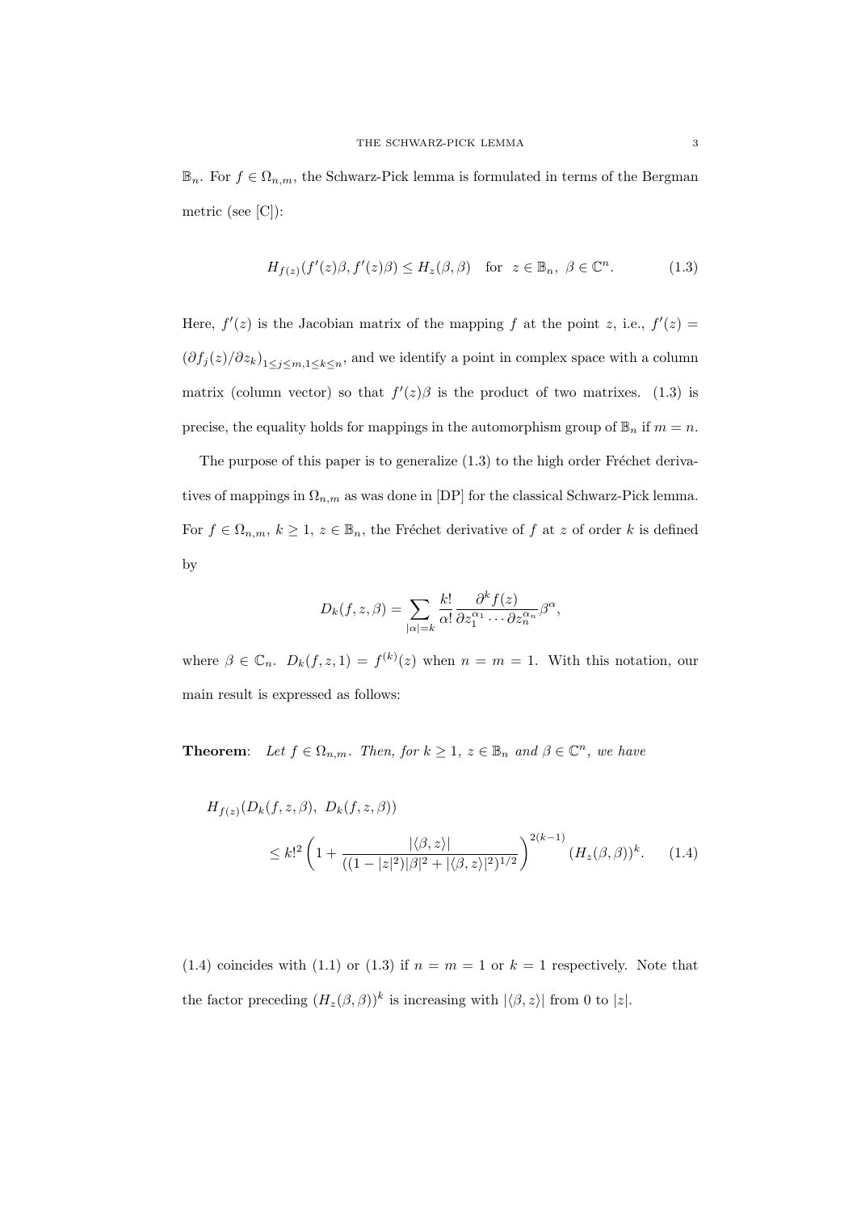$\mathbb{B}_n$. For $f \in \Omega_{n,m}$, the Schwarz-Pick lemma is formulated in terms of the Bergman metric (see [C]):

$$H_{f(z)}(f'(z)\beta, f'(z)\beta) \leq H_z(\beta, \beta) \quad \text{for} \quad z \in \mathbb{B}_n,\ \beta \in \mathbb{C}^n. \tag{1.3}$$

Here, $f'(z)$ is the Jacobian matrix of the mapping $f$ at the point $z$, i.e., $f'(z) = (\partial f_j(z)/\partial z_k)_{1\leq j\leq m, 1\leq k\leq n}$, and we identify a point in complex space with a column matrix (column vector) so that $f'(z)\beta$ is the product of two matrixes. (1.3) is precise, the equality holds for mappings in the automorphism group of $\mathbb{B}_n$ if $m = n$.

The purpose of this paper is to generalize (1.3) to the high order Fréchet derivatives of mappings in $\Omega_{n,m}$ as was done in [DP] for the classical Schwarz-Pick lemma. For $f \in \Omega_{n,m}$, $k \geq 1$, $z \in \mathbb{B}_n$, the Fréchet derivative of $f$ at $z$ of order $k$ is defined by

$$D_k(f, z, \beta) = \sum_{|\alpha|=k} \frac{k!}{\alpha!} \frac{\partial^k f(z)}{\partial z_1^{\alpha_1} \cdots \partial z_n^{\alpha_n}} \beta^\alpha,$$

where $\beta \in \mathbb{C}_n$. $D_k(f, z, 1) = f^{(k)}(z)$ when $n = m = 1$. With this notation, our main result is expressed as follows:

**Theorem**: *Let $f \in \Omega_{n,m}$. Then, for $k \geq 1$, $z \in \mathbb{B}_n$ and $\beta \in \mathbb{C}^n$, we have*

$$H_{f(z)}(D_k(f, z, \beta),\ D_k(f, z, \beta)) \leq k!^2 \left(1 + \frac{|\langle \beta, z\rangle|}{((1-|z|^2)|\beta|^2 + |\langle \beta, z\rangle|^2)^{1/2}}\right)^{2(k-1)} (H_z(\beta, \beta))^k. \tag{1.4}$$

(1.4) coincides with (1.1) or (1.3) if $n = m = 1$ or $k = 1$ respectively. Note that the factor preceding $(H_z(\beta, \beta))^k$ is increasing with $|\langle \beta, z\rangle|$ from 0 to $|z|$.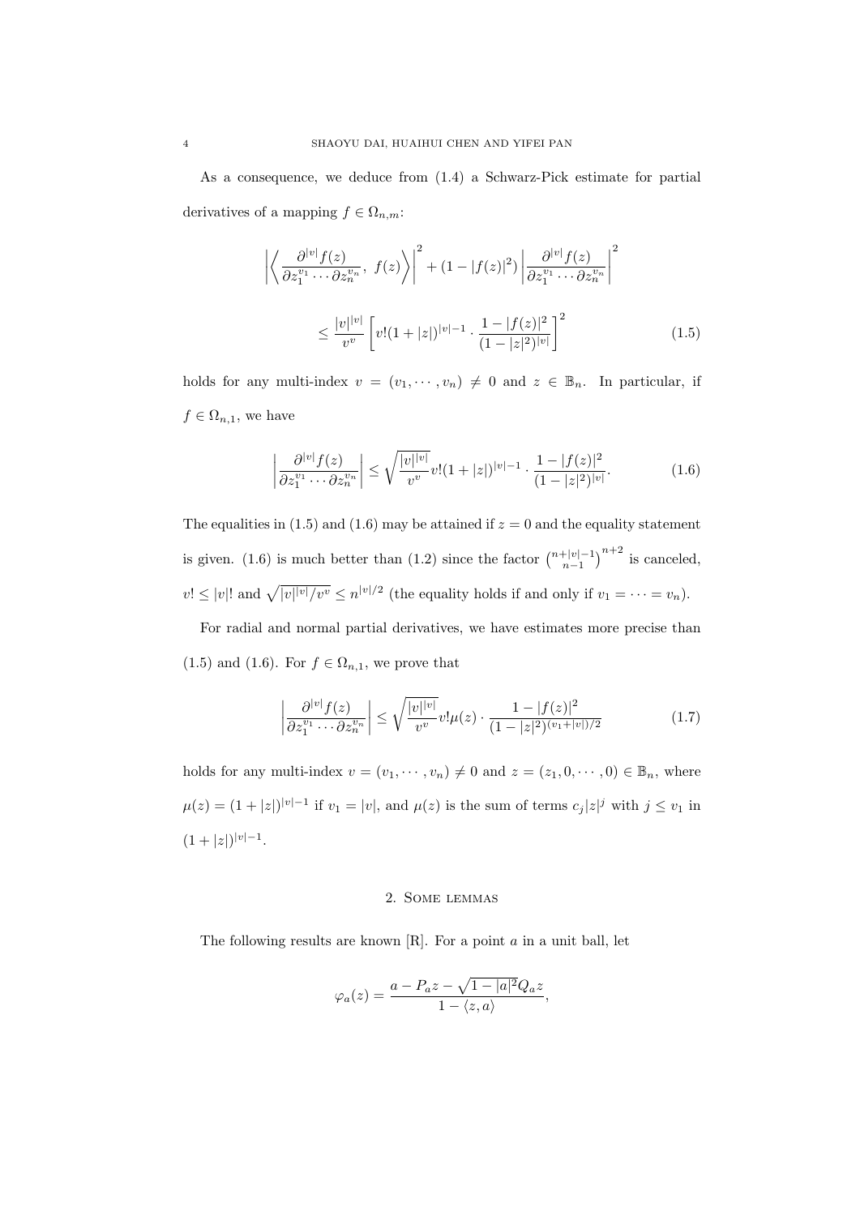As a consequence, we deduce from (1.4) a Schwarz-Pick estimate for partial derivatives of a mapping $f \in \Omega_{n,m}$:

$$\left|\left\langle \frac{\partial^{|v|} f(z)}{\partial z_1^{v_1} \cdots \partial z_n^{v_n}},\ f(z)\right\rangle\right|^2 + (1-|f(z)|^2)\left|\frac{\partial^{|v|} f(z)}{\partial z_1^{v_1} \cdots \partial z_n^{v_n}}\right|^2$$

$$\leq \frac{|v|^{|v|}}{v^v}\left[v!(1+|z|)^{|v|-1} \cdot \frac{1-|f(z)|^2}{(1-|z|^2)^{|v|}}\right]^2 \tag{1.5}$$

holds for any multi-index $v = (v_1, \cdots, v_n) \neq 0$ and $z \in \mathbb{B}_n$. In particular, if $f \in \Omega_{n,1}$, we have

$$\left|\frac{\partial^{|v|} f(z)}{\partial z_1^{v_1} \cdots \partial z_n^{v_n}}\right| \leq \sqrt{\frac{|v|^{|v|}}{v^v}}\, v!(1+|z|)^{|v|-1} \cdot \frac{1-|f(z)|^2}{(1-|z|^2)^{|v|}}. \tag{1.6}$$

The equalities in (1.5) and (1.6) may be attained if $z = 0$ and the equality statement is given. (1.6) is much better than (1.2) since the factor $\binom{n+|v|-1}{n-1}^{n+2}$ is canceled, $v! \leq |v|!$ and $\sqrt{|v|^{|v|}/v^v} \leq n^{|v|/2}$ (the equality holds if and only if $v_1 = \cdots = v_n$).

For radial and normal partial derivatives, we have estimates more precise than (1.5) and (1.6). For $f \in \Omega_{n,1}$, we prove that

$$\left|\frac{\partial^{|v|} f(z)}{\partial z_1^{v_1} \cdots \partial z_n^{v_n}}\right| \leq \sqrt{\frac{|v|^{|v|}}{v^v}}\, v!\mu(z) \cdot \frac{1-|f(z)|^2}{(1-|z|^2)^{(v_1+|v|)/2}} \tag{1.7}$$

holds for any multi-index $v = (v_1, \cdots, v_n) \neq 0$ and $z = (z_1, 0, \cdots, 0) \in \mathbb{B}_n$, where $\mu(z) = (1+|z|)^{|v|-1}$ if $v_1 = |v|$, and $\mu(z)$ is the sum of terms $c_j|z|^j$ with $j \leq v_1$ in $(1+|z|)^{|v|-1}$.

## 2. Some lemmas

The following results are known [R]. For a point $a$ in a unit ball, let

$$\varphi_a(z) = \frac{a - P_a z - \sqrt{1-|a|^2}\, Q_a z}{1 - \langle z, a\rangle},$$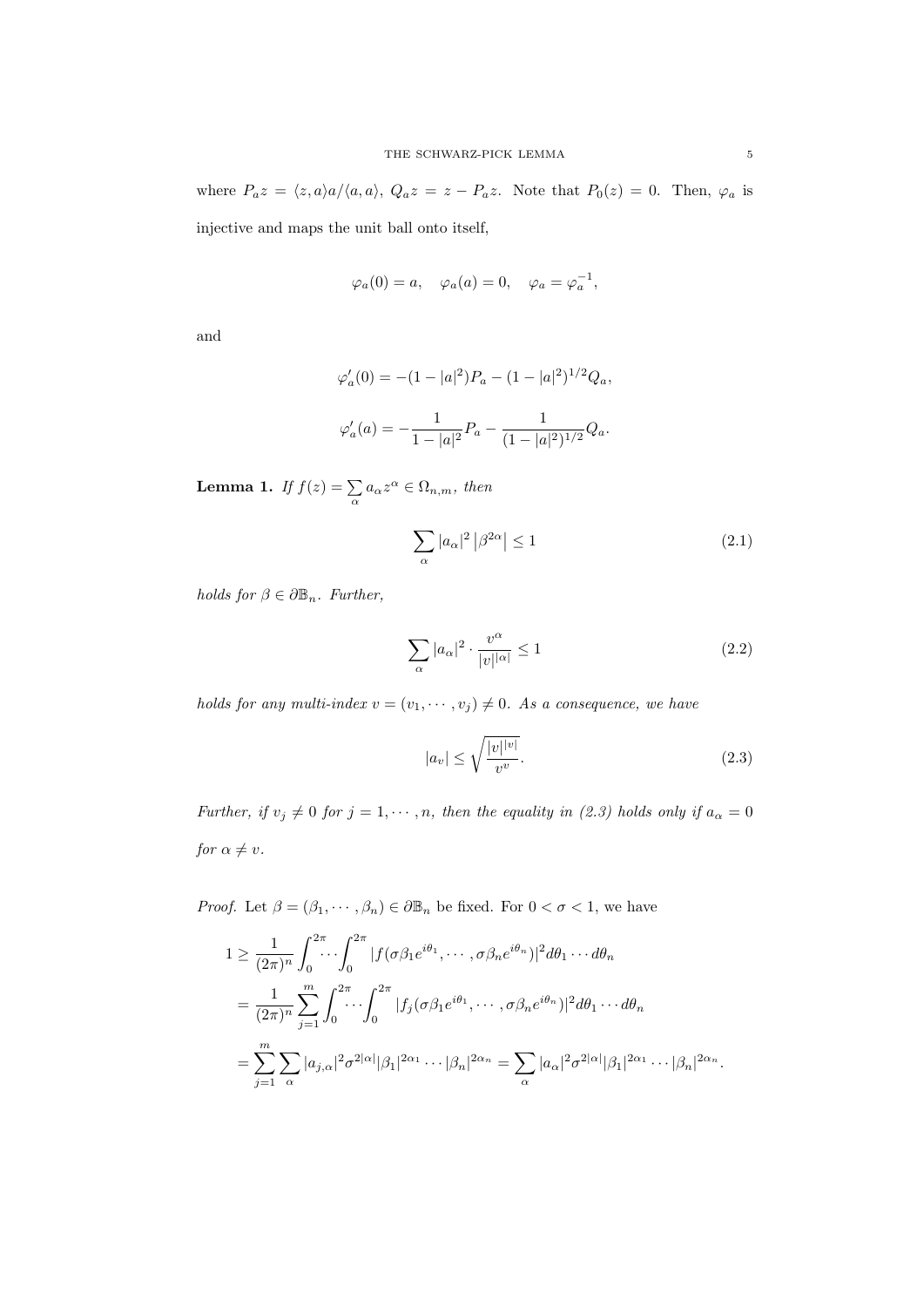where $P_a z = \langle z, a\rangle a/\langle a, a\rangle$, $Q_a z = z - P_a z$. Note that $P_0(z) = 0$. Then, $\varphi_a$ is injective and maps the unit ball onto itself,

$$\varphi_a(0) = a, \quad \varphi_a(a) = 0, \quad \varphi_a = \varphi_a^{-1},$$

and

$$\varphi_a'(0) = -(1 - |a|^2)P_a - (1 - |a|^2)^{1/2} Q_a,$$

$$\varphi_a'(a) = -\frac{1}{1 - |a|^2} P_a - \frac{1}{(1 - |a|^2)^{1/2}} Q_a.$$

**Lemma 1.** *If $f(z) = \sum_\alpha a_\alpha z^\alpha \in \Omega_{n,m}$, then*

$$\sum_\alpha |a_\alpha|^2 \left|\beta^{2\alpha}\right| \leq 1 \tag{2.1}$$

*holds for $\beta \in \partial\mathbb{B}_n$. Further,*

$$\sum_\alpha |a_\alpha|^2 \cdot \frac{v^\alpha}{|v|^{|\alpha|}} \leq 1 \tag{2.2}$$

*holds for any multi-index $v = (v_1, \cdots, v_j) \neq 0$. As a consequence, we have*

$$|a_v| \leq \sqrt{\frac{|v|^{|v|}}{v^v}}. \tag{2.3}$$

*Further, if $v_j \neq 0$ for $j = 1, \cdots, n$, then the equality in (2.3) holds only if $a_\alpha = 0$ for $\alpha \neq v$.*

*Proof.* Let $\beta = (\beta_1, \cdots, \beta_n) \in \partial\mathbb{B}_n$ be fixed. For $0 < \sigma < 1$, we have

$$\begin{aligned}
1 &\geq \frac{1}{(2\pi)^n} \int_0^{2\pi} \cdots \int_0^{2\pi} |f(\sigma\beta_1 e^{i\theta_1}, \cdots, \sigma\beta_n e^{i\theta_n})|^2 d\theta_1 \cdots d\theta_n \\
&= \frac{1}{(2\pi)^n} \sum_{j=1}^m \int_0^{2\pi} \cdots \int_0^{2\pi} |f_j(\sigma\beta_1 e^{i\theta_1}, \cdots, \sigma\beta_n e^{i\theta_n})|^2 d\theta_1 \cdots d\theta_n \\
&= \sum_{j=1}^m \sum_\alpha |a_{j,\alpha}|^2 \sigma^{2|\alpha|} |\beta_1|^{2\alpha_1} \cdots |\beta_n|^{2\alpha_n} = \sum_\alpha |a_\alpha|^2 \sigma^{2|\alpha|} |\beta_1|^{2\alpha_1} \cdots |\beta_n|^{2\alpha_n}.
\end{aligned}$$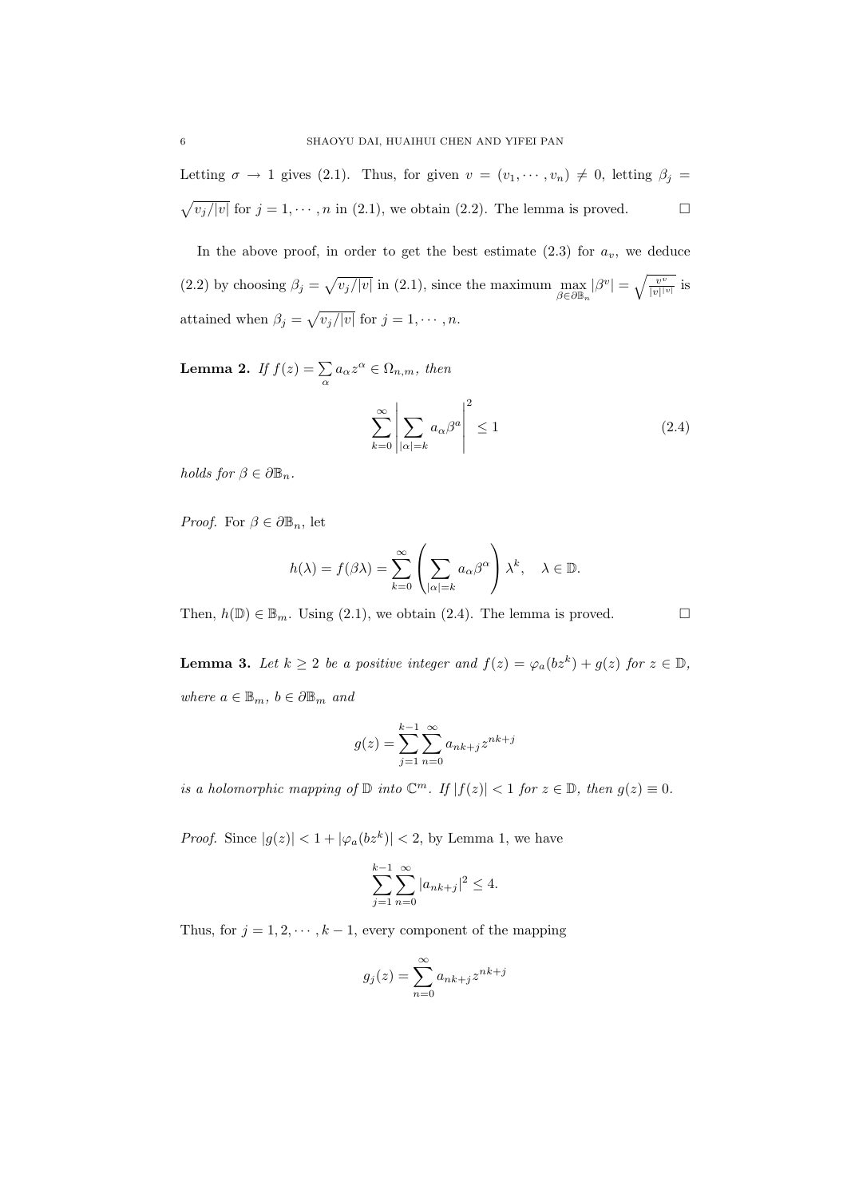Letting $\sigma \to 1$ gives (2.1). Thus, for given $v = (v_1, \cdots, v_n) \neq 0$, letting $\beta_j = \sqrt{v_j/|v|}$ for $j = 1, \cdots, n$ in (2.1), we obtain (2.2). The lemma is proved. $\square$

In the above proof, in order to get the best estimate (2.3) for $a_v$, we deduce (2.2) by choosing $\beta_j = \sqrt{v_j/|v|}$ in (2.1), since the maximum $\max_{\beta \in \partial \mathbb{B}_n} |\beta^v| = \sqrt{\frac{v^v}{|v|^{|v|}}}$ is attained when $\beta_j = \sqrt{v_j/|v|}$ for $j = 1, \cdots, n$.

**Lemma 2.** *If $f(z) = \sum_\alpha a_\alpha z^\alpha \in \Omega_{n,m}$, then*

$$\sum_{k=0}^{\infty} \left| \sum_{|\alpha|=k} a_\alpha \beta^a \right|^2 \leq 1 \tag{2.4}$$

*holds for $\beta \in \partial \mathbb{B}_n$.*

*Proof.* For $\beta \in \partial \mathbb{B}_n$, let

$$h(\lambda) = f(\beta \lambda) = \sum_{k=0}^{\infty} \left( \sum_{|\alpha|=k} a_\alpha \beta^\alpha \right) \lambda^k, \quad \lambda \in \mathbb{D}.$$

Then, $h(\mathbb{D}) \in \mathbb{B}_m$. Using (2.1), we obtain (2.4). The lemma is proved. $\square$

**Lemma 3.** *Let $k \geq 2$ be a positive integer and $f(z) = \varphi_a(bz^k) + g(z)$ for $z \in \mathbb{D}$, where $a \in \mathbb{B}_m$, $b \in \partial \mathbb{B}_m$ and*

$$g(z) = \sum_{j=1}^{k-1} \sum_{n=0}^{\infty} a_{nk+j} z^{nk+j}$$

*is a holomorphic mapping of $\mathbb{D}$ into $\mathbb{C}^m$. If $|f(z)| < 1$ for $z \in \mathbb{D}$, then $g(z) \equiv 0$.*

*Proof.* Since $|g(z)| < 1 + |\varphi_a(bz^k)| < 2$, by Lemma 1, we have

$$\sum_{j=1}^{k-1} \sum_{n=0}^{\infty} |a_{nk+j}|^2 \leq 4.$$

Thus, for $j = 1, 2, \cdots, k-1$, every component of the mapping

$$g_j(z) = \sum_{n=0}^{\infty} a_{nk+j} z^{nk+j}$$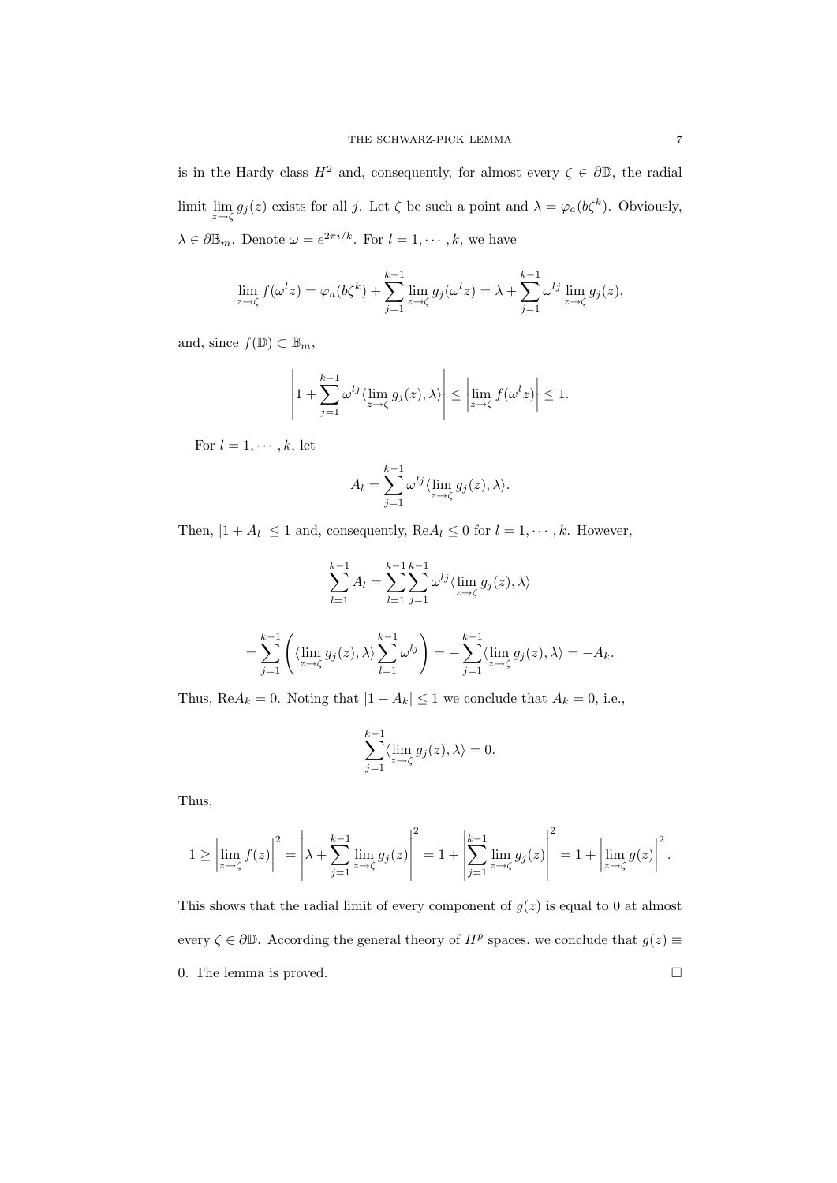is in the Hardy class $H^2$ and, consequently, for almost every $\zeta \in \partial\mathbb{D}$, the radial limit $\lim_{z\to\zeta} g_j(z)$ exists for all $j$. Let $\zeta$ be such a point and $\lambda = \varphi_a(b\zeta^k)$. Obviously, $\lambda \in \partial\mathbb{B}_m$. Denote $\omega = e^{2\pi i/k}$. For $l = 1, \cdots, k$, we have

$$\lim_{z\to\zeta} f(\omega^l z) = \varphi_a(b\zeta^k) + \sum_{j=1}^{k-1} \lim_{z\to\zeta} g_j(\omega^l z) = \lambda + \sum_{j=1}^{k-1} \omega^{lj} \lim_{z\to\zeta} g_j(z),$$

and, since $f(\mathbb{D}) \subset \mathbb{B}_m$,

$$\left| 1 + \sum_{j=1}^{k-1} \omega^{lj} \langle \lim_{z\to\zeta} g_j(z), \lambda \rangle \right| \le \left| \lim_{z\to\zeta} f(\omega^l z) \right| \le 1.$$

For $l = 1, \cdots, k$, let

$$A_l = \sum_{j=1}^{k-1} \omega^{lj} \langle \lim_{z\to\zeta} g_j(z), \lambda \rangle.$$

Then, $|1 + A_l| \le 1$ and, consequently, $\mathrm{Re} A_l \le 0$ for $l = 1, \cdots, k$. However,

$$\sum_{l=1}^{k-1} A_l = \sum_{l=1}^{k-1} \sum_{j=1}^{k-1} \omega^{lj} \langle \lim_{z\to\zeta} g_j(z), \lambda \rangle$$

$$= \sum_{j=1}^{k-1} \left( \langle \lim_{z\to\zeta} g_j(z), \lambda \rangle \sum_{l=1}^{k-1} \omega^{lj} \right) = - \sum_{j=1}^{k-1} \langle \lim_{z\to\zeta} g_j(z), \lambda \rangle = -A_k.$$

Thus, $\mathrm{Re} A_k = 0$. Noting that $|1 + A_k| \le 1$ we conclude that $A_k = 0$, i.e.,

$$\sum_{j=1}^{k-1} \langle \lim_{z\to\zeta} g_j(z), \lambda \rangle = 0.$$

Thus,

$$1 \ge \left| \lim_{z\to\zeta} f(z) \right|^2 = \left| \lambda + \sum_{j=1}^{k-1} \lim_{z\to\zeta} g_j(z) \right|^2 = 1 + \left| \sum_{j=1}^{k-1} \lim_{z\to\zeta} g_j(z) \right|^2 = 1 + \left| \lim_{z\to\zeta} g(z) \right|^2.$$

This shows that the radial limit of every component of $g(z)$ is equal to 0 at almost every $\zeta \in \partial\mathbb{D}$. According the general theory of $H^p$ spaces, we conclude that $g(z) \equiv 0$. The lemma is proved. $\square$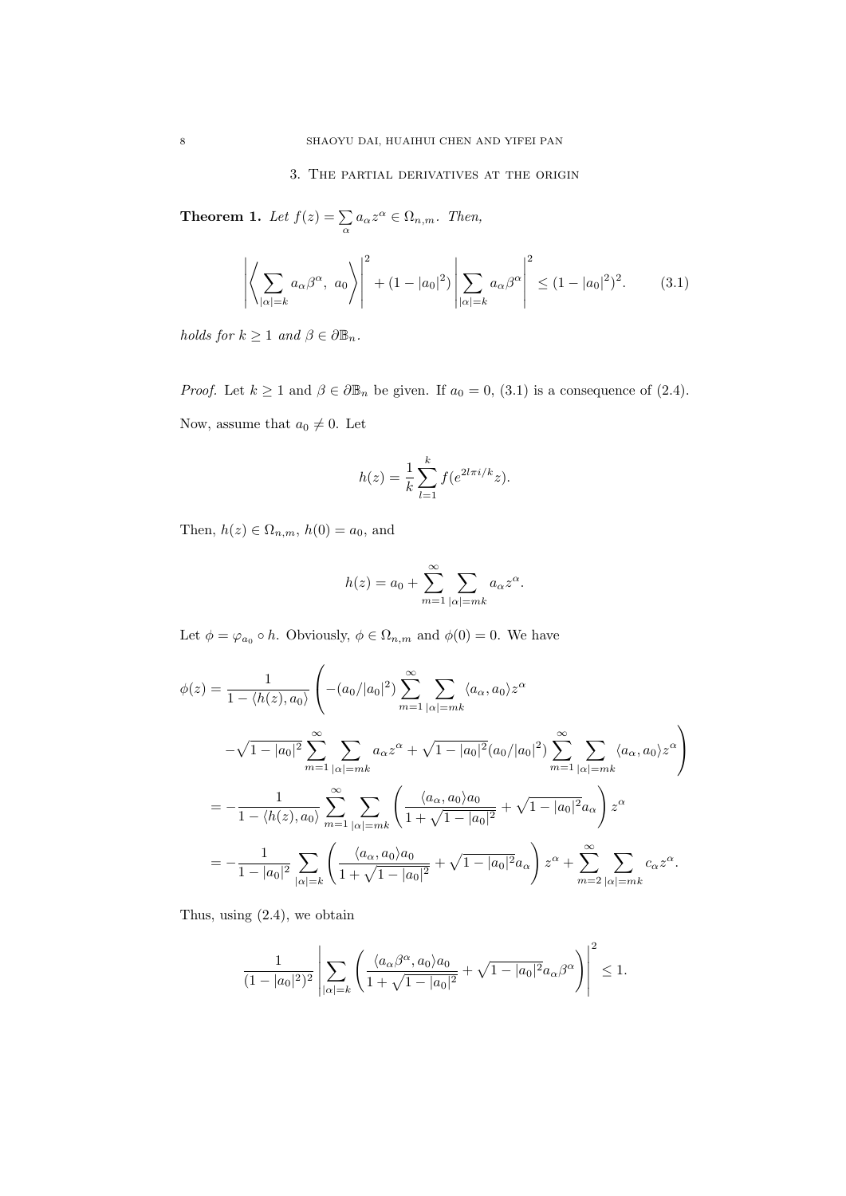## 3. The partial derivatives at the origin

**Theorem 1.** *Let $f(z) = \sum_{\alpha} a_\alpha z^\alpha \in \Omega_{n,m}$. Then,*

$$\left| \left\langle \sum_{|\alpha|=k} a_\alpha \beta^\alpha ,\ a_0 \right\rangle \right|^2 + (1-|a_0|^2) \left| \sum_{|\alpha|=k} a_\alpha \beta^\alpha \right|^2 \leq (1-|a_0|^2)^2. \tag{3.1}$$

*holds for $k \geq 1$ and $\beta \in \partial \mathbb{B}_n$.*

*Proof.* Let $k \geq 1$ and $\beta \in \partial \mathbb{B}_n$ be given. If $a_0 = 0$, (3.1) is a consequence of (2.4). Now, assume that $a_0 \neq 0$. Let

$$h(z) = \frac{1}{k} \sum_{l=1}^{k} f(e^{2l\pi i/k} z).$$

Then, $h(z) \in \Omega_{n,m}$, $h(0) = a_0$, and

$$h(z) = a_0 + \sum_{m=1}^{\infty} \sum_{|\alpha|=mk} a_\alpha z^\alpha.$$

Let $\phi = \varphi_{a_0} \circ h$. Obviously, $\phi \in \Omega_{n,m}$ and $\phi(0) = 0$. We have

$$\begin{aligned}
\phi(z) = \frac{1}{1 - \langle h(z), a_0 \rangle} \Bigg( & -(a_0/|a_0|^2) \sum_{m=1}^{\infty} \sum_{|\alpha|=mk} \langle a_\alpha, a_0 \rangle z^\alpha \\
& - \sqrt{1-|a_0|^2} \sum_{m=1}^{\infty} \sum_{|\alpha|=mk} a_\alpha z^\alpha + \sqrt{1-|a_0|^2} (a_0/|a_0|^2) \sum_{m=1}^{\infty} \sum_{|\alpha|=mk} \langle a_\alpha, a_0 \rangle z^\alpha \Bigg) \\
= & -\frac{1}{1 - \langle h(z), a_0 \rangle} \sum_{m=1}^{\infty} \sum_{|\alpha|=mk} \left( \frac{\langle a_\alpha, a_0 \rangle a_0}{1+\sqrt{1-|a_0|^2}} + \sqrt{1-|a_0|^2} a_\alpha \right) z^\alpha \\
= & -\frac{1}{1-|a_0|^2} \sum_{|\alpha|=k} \left( \frac{\langle a_\alpha, a_0 \rangle a_0}{1+\sqrt{1-|a_0|^2}} + \sqrt{1-|a_0|^2} a_\alpha \right) z^\alpha + \sum_{m=2}^{\infty} \sum_{|\alpha|=mk} c_\alpha z^\alpha.
\end{aligned}$$

Thus, using (2.4), we obtain

$$\frac{1}{(1-|a_0|^2)^2} \left| \sum_{|\alpha|=k} \left( \frac{\langle a_\alpha \beta^\alpha, a_0 \rangle a_0}{1+\sqrt{1-|a_0|^2}} + \sqrt{1-|a_0|^2} a_\alpha \beta^\alpha \right) \right|^2 \leq 1.$$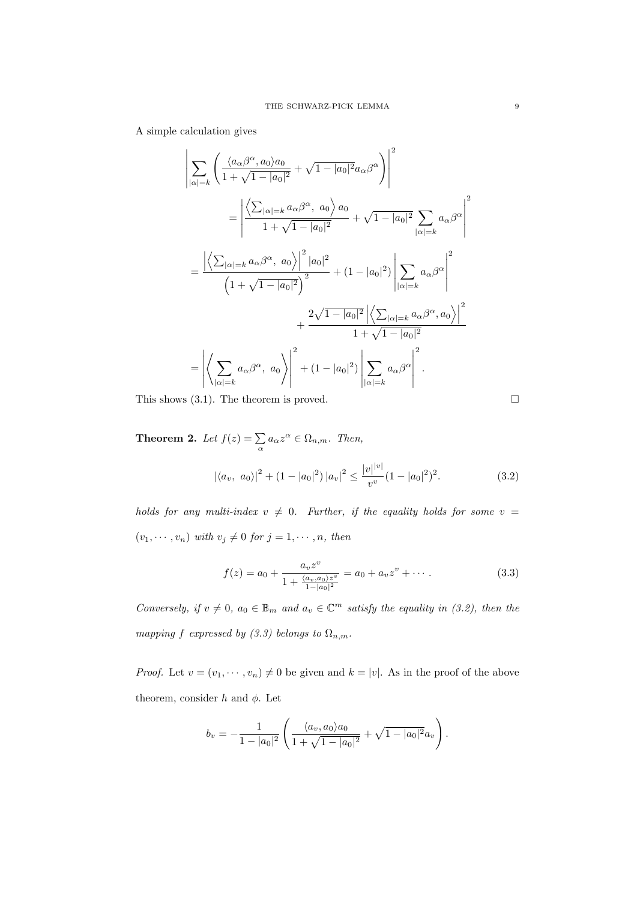A simple calculation gives

$$
\begin{aligned}
&\left|\sum_{|\alpha|=k}\left(\frac{\langle a_\alpha\beta^\alpha, a_0\rangle a_0}{1+\sqrt{1-|a_0|^2}}+\sqrt{1-|a_0|^2}a_\alpha\beta^\alpha\right)\right|^2 \\
&\qquad = \left|\frac{\left\langle \sum_{|\alpha|=k} a_\alpha\beta^\alpha,\ a_0\right\rangle a_0}{1+\sqrt{1-|a_0|^2}}+\sqrt{1-|a_0|^2}\sum_{|\alpha|=k}a_\alpha\beta^\alpha\right|^2 \\
&= \frac{\left|\left\langle \sum_{|\alpha|=k} a_\alpha\beta^\alpha,\ a_0\right\rangle\right|^2|a_0|^2}{\left(1+\sqrt{1-|a_0|^2}\right)^2}+(1-|a_0|^2)\left|\sum_{|\alpha|=k}a_\alpha\beta^\alpha\right|^2 \\
&\qquad\qquad + \frac{2\sqrt{1-|a_0|^2}\left|\left\langle \sum_{|\alpha|=k} a_\alpha\beta^\alpha, a_0\right\rangle\right|^2}{1+\sqrt{1-|a_0|^2}} \\
&= \left|\left\langle \sum_{|\alpha|=k} a_\alpha\beta^\alpha,\ a_0\right\rangle\right|^2+(1-|a_0|^2)\left|\sum_{|\alpha|=k}a_\alpha\beta^\alpha\right|^2.
\end{aligned}
$$

This shows (3.1). The theorem is proved. $\square$

**Theorem 2.** *Let $f(z)=\sum\limits_{\alpha} a_\alpha z^\alpha \in \Omega_{n,m}$. Then,*

$$
|\langle a_v,\ a_0\rangle|^2+(1-|a_0|^2)\,|a_v|^2 \le \frac{|v|^{|v|}}{v^v}(1-|a_0|^2)^2. \tag{3.2}
$$

*holds for any multi-index $v\neq 0$. Further, if the equality holds for some $v=(v_1,\cdots,v_n)$ with $v_j\neq 0$ for $j=1,\cdots,n$, then*

$$
f(z)=a_0+\frac{a_v z^v}{1+\frac{\langle a_v,a_0\rangle z^v}{1-|a_0|^2}}=a_0+a_v z^v+\cdots. \tag{3.3}
$$

*Conversely, if $v\neq 0$, $a_0\in\mathbb{B}_m$ and $a_v\in\mathbb{C}^m$ satisfy the equality in (3.2), then the mapping $f$ expressed by (3.3) belongs to $\Omega_{n,m}$.*

*Proof.* Let $v=(v_1,\cdots,v_n)\neq 0$ be given and $k=|v|$. As in the proof of the above theorem, consider $h$ and $\phi$. Let

$$
b_v=-\frac{1}{1-|a_0|^2}\left(\frac{\langle a_v,a_0\rangle a_0}{1+\sqrt{1-|a_0|^2}}+\sqrt{1-|a_0|^2}a_v\right).
$$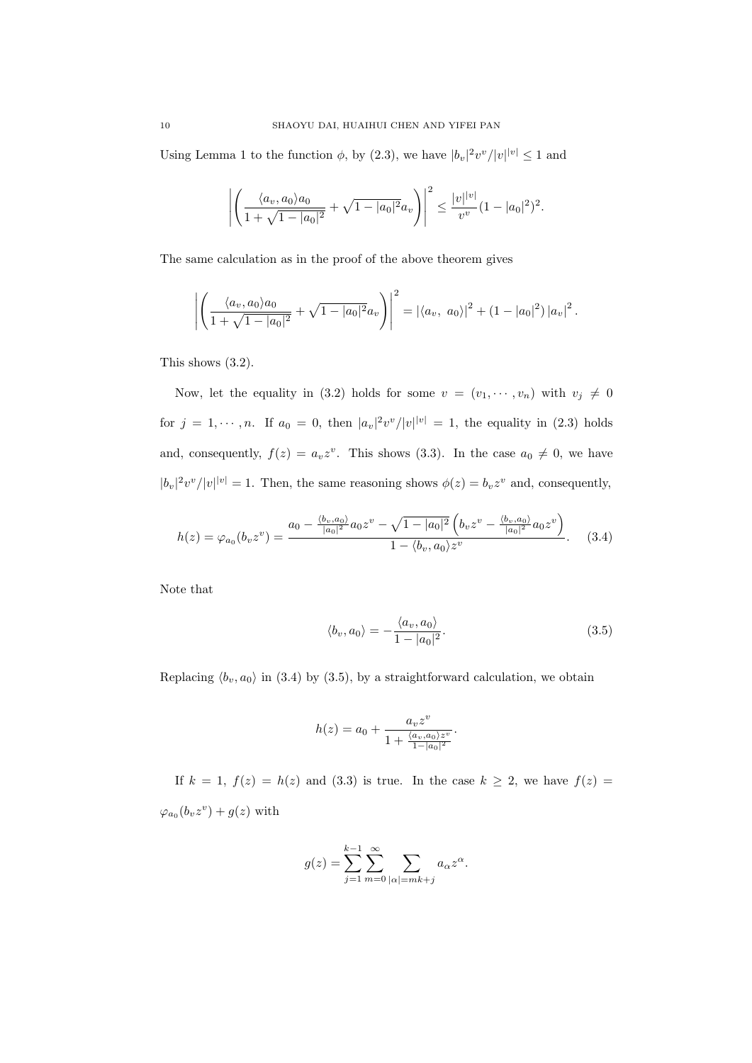Using Lemma 1 to the function $\phi$, by (2.3), we have $|b_v|^2 v^v/|v|^{|v|} \le 1$ and

$$\left| \left( \frac{\langle a_v, a_0 \rangle a_0}{1+\sqrt{1-|a_0|^2}} + \sqrt{1-|a_0|^2} a_v \right) \right|^2 \le \frac{|v|^{|v|}}{v^v} (1-|a_0|^2)^2.$$

The same calculation as in the proof of the above theorem gives

$$\left| \left( \frac{\langle a_v, a_0 \rangle a_0}{1+\sqrt{1-|a_0|^2}} + \sqrt{1-|a_0|^2} a_v \right) \right|^2 = |\langle a_v,\ a_0 \rangle|^2 + (1-|a_0|^2)\, |a_v|^2 .$$

This shows (3.2).

Now, let the equality in (3.2) holds for some $v = (v_1, \cdots, v_n)$ with $v_j \neq 0$ for $j = 1, \cdots, n$. If $a_0 = 0$, then $|a_v|^2 v^v/|v|^{|v|} = 1$, the equality in (2.3) holds and, consequently, $f(z) = a_v z^v$. This shows (3.3). In the case $a_0 \neq 0$, we have $|b_v|^2 v^v/|v|^{|v|} = 1$. Then, the same reasoning shows $\phi(z) = b_v z^v$ and, consequently,

$$h(z) = \varphi_{a_0}(b_v z^v) = \frac{a_0 - \frac{\langle b_v, a_0 \rangle}{|a_0|^2} a_0 z^v - \sqrt{1-|a_0|^2}\left( b_v z^v - \frac{\langle b_v, a_0 \rangle}{|a_0|^2} a_0 z^v \right)}{1 - \langle b_v, a_0 \rangle z^v}. \tag{3.4}$$

Note that

$$\langle b_v, a_0 \rangle = -\frac{\langle a_v, a_0 \rangle}{1-|a_0|^2}. \tag{3.5}$$

Replacing $\langle b_v, a_0 \rangle$ in (3.4) by (3.5), by a straightforward calculation, we obtain

$$h(z) = a_0 + \frac{a_v z^v}{1 + \frac{\langle a_v, a_0 \rangle z^v}{1-|a_0|^2}}.$$

If $k = 1$, $f(z) = h(z)$ and (3.3) is true. In the case $k \ge 2$, we have $f(z) = \varphi_{a_0}(b_v z^v) + g(z)$ with

$$g(z) = \sum_{j=1}^{k-1} \sum_{m=0}^{\infty} \sum_{|\alpha| = mk+j} a_\alpha z^\alpha.$$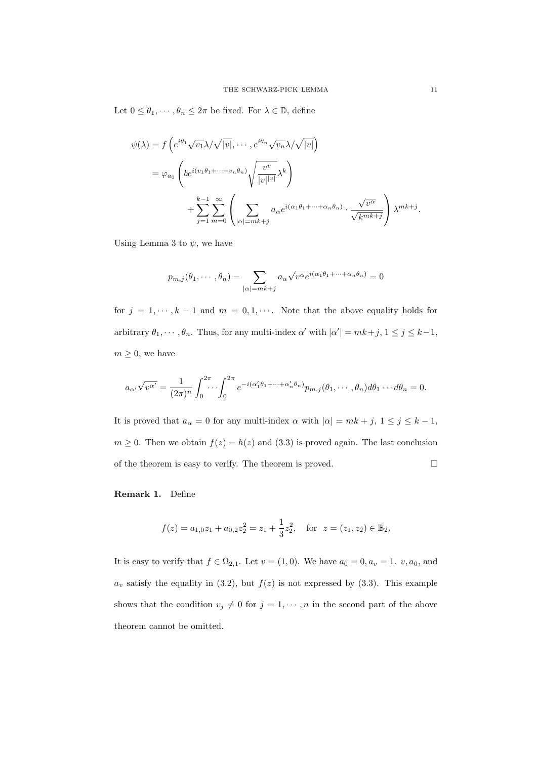Let $0 \leq \theta_1, \cdots, \theta_n \leq 2\pi$ be fixed. For $\lambda \in \mathbb{D}$, define

$$
\begin{aligned}
\psi(\lambda) &= f\left(e^{i\theta_1}\sqrt{v_1}\lambda/\sqrt{|v|}, \cdots, e^{i\theta_n}\sqrt{v_n}\lambda/\sqrt{|v|}\right) \\
&= \varphi_{a_0}\left(be^{i(v_1\theta_1+\cdots+v_n\theta_n)}\sqrt{\frac{v^v}{|v|^{|v|}}}\lambda^k\right) \\
&\quad + \sum_{j=1}^{k-1}\sum_{m=0}^{\infty}\left(\sum_{|\alpha|=mk+j} a_\alpha e^{i(\alpha_1\theta_1+\cdots+\alpha_n\theta_n)} \cdot \frac{\sqrt{v^\alpha}}{\sqrt{k^{mk+j}}}\right)\lambda^{mk+j}.
\end{aligned}
$$

Using Lemma 3 to $\psi$, we have

$$
p_{m,j}(\theta_1, \cdots, \theta_n) = \sum_{|\alpha|=mk+j} a_\alpha \sqrt{v^\alpha} e^{i(\alpha_1\theta_1+\cdots+\alpha_n\theta_n)} = 0
$$

for $j = 1, \cdots, k-1$ and $m = 0, 1, \cdots$. Note that the above equality holds for arbitrary $\theta_1, \cdots, \theta_n$. Thus, for any multi-index $\alpha'$ with $|\alpha'| = mk+j$, $1 \leq j \leq k-1$, $m \geq 0$, we have

$$
a_{\alpha'}\sqrt{v^{\alpha'}} = \frac{1}{(2\pi)^n}\int_0^{2\pi}\cdots\int_0^{2\pi} e^{-i(\alpha'_1\theta_1+\cdots+\alpha'_n\theta_n)} p_{m,j}(\theta_1, \cdots, \theta_n) d\theta_1 \cdots d\theta_n = 0.
$$

It is proved that $a_\alpha = 0$ for any multi-index $\alpha$ with $|\alpha| = mk+j$, $1 \leq j \leq k-1$, $m \geq 0$. Then we obtain $f(z) = h(z)$ and (3.3) is proved again. The last conclusion of the theorem is easy to verify. The theorem is proved. $\square$

**Remark 1.** Define

$$
f(z) = a_{1,0}z_1 + a_{0,2}z_2^2 = z_1 + \frac{1}{3}z_2^2, \quad \text{for } z = (z_1, z_2) \in \mathbb{B}_2.
$$

It is easy to verify that $f \in \Omega_{2,1}$. Let $v = (1, 0)$. We have $a_0 = 0, a_v = 1$. $v, a_0$, and $a_v$ satisfy the equality in (3.2), but $f(z)$ is not expressed by (3.3). This example shows that the condition $v_j \neq 0$ for $j = 1, \cdots, n$ in the second part of the above theorem cannot be omitted.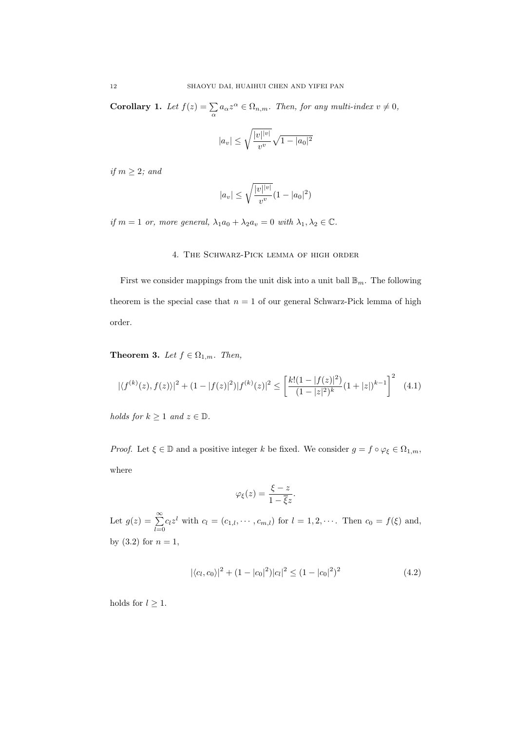**Corollary 1.** *Let $f(z) = \sum\limits_{\alpha} a_\alpha z^\alpha \in \Omega_{n,m}$. Then, for any multi-index $v \neq 0$,*

$$|a_v| \leq \sqrt{\frac{|v|^{|v|}}{v^v}} \sqrt{1 - |a_0|^2}$$

*if $m \geq 2$; and*

$$|a_v| \leq \sqrt{\frac{|v|^{|v|}}{v^v}} (1 - |a_0|^2)$$

*if $m = 1$ or, more general, $\lambda_1 a_0 + \lambda_2 a_v = 0$ with $\lambda_1, \lambda_2 \in \mathbb{C}$.*

## 4. The Schwarz-Pick lemma of high order

First we consider mappings from the unit disk into a unit ball $\mathbb{B}_m$. The following theorem is the special case that $n = 1$ of our general Schwarz-Pick lemma of high order.

**Theorem 3.** *Let $f \in \Omega_{1,m}$. Then,*

$$|\langle f^{(k)}(z), f(z)\rangle|^2 + (1 - |f(z)|^2)|f^{(k)}(z)|^2 \leq \left[\frac{k!(1 - |f(z)|^2)}{(1 - |z|^2)^k}(1 + |z|)^{k-1}\right]^2 \quad (4.1)$$

*holds for $k \geq 1$ and $z \in \mathbb{D}$.*

*Proof.* Let $\xi \in \mathbb{D}$ and a positive integer $k$ be fixed. We consider $g = f \circ \varphi_\xi \in \Omega_{1,m}$, where

$$\varphi_\xi(z) = \frac{\xi - z}{1 - \bar{\xi} z}.$$

Let $g(z) = \sum\limits_{l=0}^{\infty} c_l z^l$ with $c_l = (c_{1,l}, \cdots, c_{m,l})$ for $l = 1, 2, \cdots$. Then $c_0 = f(\xi)$ and, by (3.2) for $n = 1$,

$$|\langle c_l, c_0\rangle|^2 + (1 - |c_0|^2)|c_l|^2 \leq (1 - |c_0|^2)^2 \quad (4.2)$$

holds for $l \geq 1$.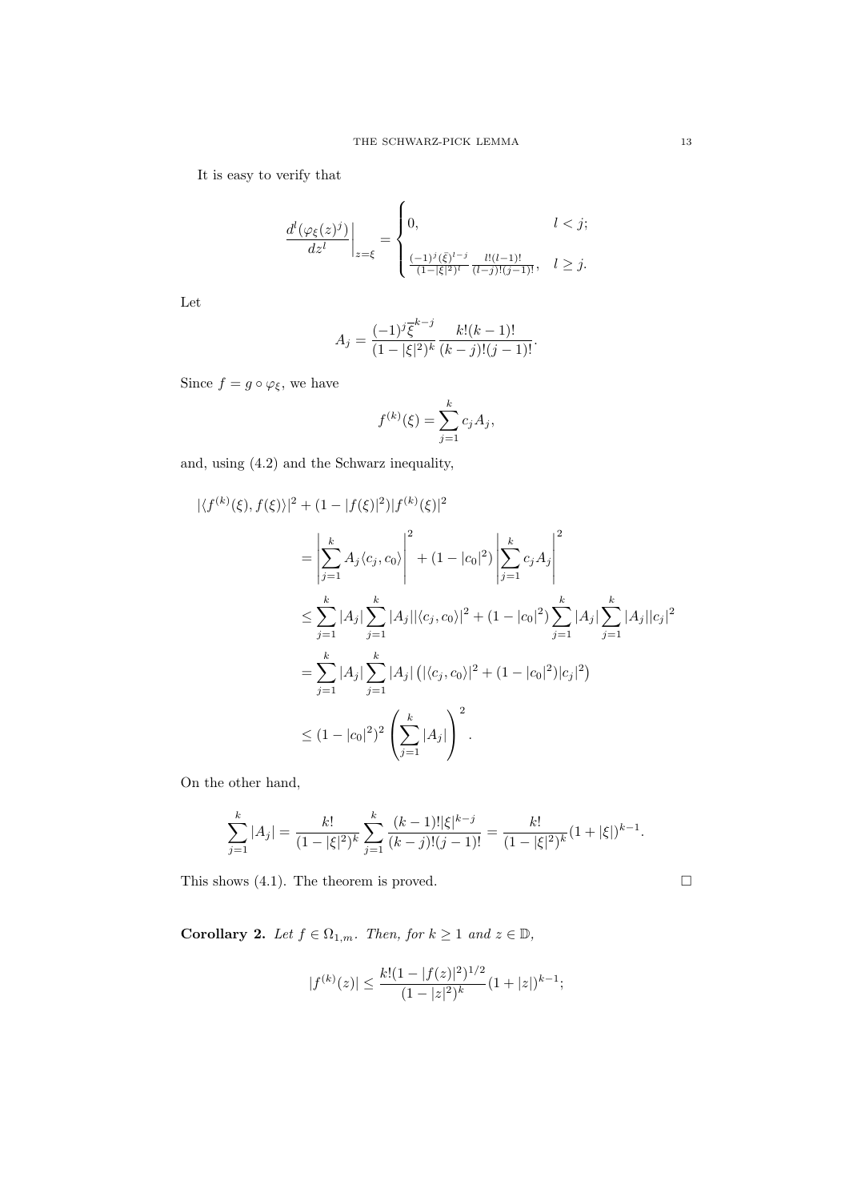It is easy to verify that

$$
\left.\frac{d^l(\varphi_\xi(z)^j)}{dz^l}\right|_{z=\xi} = \begin{cases} 0, & l < j; \\ \frac{(-1)^j(\bar{\xi})^{l-j}}{(1-|\xi|^2)^l}\frac{l!(l-1)!}{(l-j)!(j-1)!}, & l \geq j. \end{cases}
$$

Let

$$
A_j = \frac{(-1)^j \overline{\xi}^{k-j}}{(1-|\xi|^2)^k}\frac{k!(k-1)!}{(k-j)!(j-1)!}.
$$

Since $f = g \circ \varphi_\xi$, we have

$$
f^{(k)}(\xi) = \sum_{j=1}^k c_j A_j,
$$

and, using (4.2) and the Schwarz inequality,

$$
\begin{aligned}
&|\langle f^{(k)}(\xi), f(\xi)\rangle|^2 + (1-|f(\xi)|^2)|f^{(k)}(\xi)|^2 \\
&= \left|\sum_{j=1}^k A_j \langle c_j, c_0\rangle\right|^2 + (1-|c_0|^2)\left|\sum_{j=1}^k c_j A_j\right|^2 \\
&\leq \sum_{j=1}^k |A_j| \sum_{j=1}^k |A_j||\langle c_j, c_0\rangle|^2 + (1-|c_0|^2)\sum_{j=1}^k |A_j|\sum_{j=1}^k |A_j||c_j|^2 \\
&= \sum_{j=1}^k |A_j| \sum_{j=1}^k |A_j|\left(|\langle c_j, c_0\rangle|^2 + (1-|c_0|^2)|c_j|^2\right) \\
&\leq (1-|c_0|^2)^2\left(\sum_{j=1}^k |A_j|\right)^2.
\end{aligned}
$$

On the other hand,

$$
\sum_{j=1}^k |A_j| = \frac{k!}{(1-|\xi|^2)^k}\sum_{j=1}^k \frac{(k-1)!|\xi|^{k-j}}{(k-j)!(j-1)!} = \frac{k!}{(1-|\xi|^2)^k}(1+|\xi|)^{k-1}.
$$

This shows (4.1). The theorem is proved. □

**Corollary 2.** *Let $f \in \Omega_{1,m}$. Then, for $k \geq 1$ and $z \in \mathbb{D}$,*

$$
|f^{(k)}(z)| \leq \frac{k!(1-|f(z)|^2)^{1/2}}{(1-|z|^2)^k}(1+|z|)^{k-1};
$$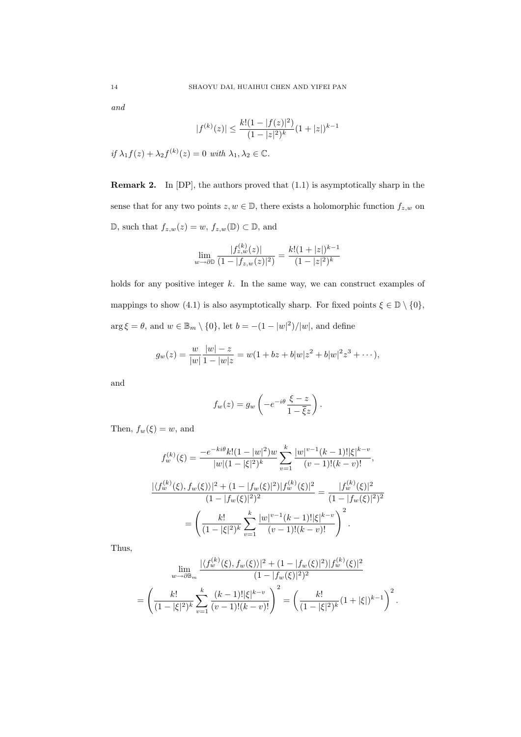*and*

$$|f^{(k)}(z)| \leq \frac{k!(1-|f(z)|^2)}{(1-|z|^2)^k}(1+|z|)^{k-1}$$

*if* $\lambda_1 f(z) + \lambda_2 f^{(k)}(z) = 0$ *with* $\lambda_1, \lambda_2 \in \mathbb{C}$.

**Remark 2.** In [DP], the authors proved that (1.1) is asymptotically sharp in the sense that for any two points $z, w \in \mathbb{D}$, there exists a holomorphic function $f_{z,w}$ on $\mathbb{D}$, such that $f_{z,w}(z) = w$, $f_{z,w}(\mathbb{D}) \subset \mathbb{D}$, and

$$\lim_{w\to\partial\mathbb{D}} \frac{|f_{z,w}^{(k)}(z)|}{(1-|f_{z,w}(z)|^2)} = \frac{k!(1+|z|)^{k-1}}{(1-|z|^2)^k}$$

holds for any positive integer $k$. In the same way, we can construct examples of mappings to show (4.1) is also asymptotically sharp. For fixed points $\xi \in \mathbb{D} \setminus \{0\}$, $\arg \xi = \theta$, and $w \in \mathbb{B}_m \setminus \{0\}$, let $b = -(1-|w|^2)/|w|$, and define

$$g_w(z) = \frac{w}{|w|}\frac{|w|-z}{1-|w|z} = w(1 + bz + b|w|z^2 + b|w|^2 z^3 + \cdots),$$

and

$$f_w(z) = g_w\left(-e^{-i\theta}\frac{\xi - z}{1-\bar{\xi}z}\right).$$

Then, $f_w(\xi) = w$, and

$$f_w^{(k)}(\xi) = \frac{-e^{-ki\theta}k!(1-|w|^2)w}{|w|(1-|\xi|^2)^k}\sum_{v=1}^{k}\frac{|w|^{v-1}(k-1)!|\xi|^{k-v}}{(v-1)!(k-v)!},$$

$$\frac{|\langle f_w^{(k)}(\xi), f_w(\xi)\rangle|^2 + (1-|f_w(\xi)|^2)|f_w^{(k)}(\xi)|^2}{(1-|f_w(\xi)|^2)^2} = \frac{|f_w^{(k)}(\xi)|^2}{(1-|f_w(\xi)|^2)^2}$$

$$= \left(\frac{k!}{(1-|\xi|^2)^k}\sum_{v=1}^{k}\frac{|w|^{v-1}(k-1)!|\xi|^{k-v}}{(v-1)!(k-v)!}\right)^2.$$

Thus,

$$\lim_{w\to\partial\mathbb{B}_m}\frac{|\langle f_w^{(k)}(\xi), f_w(\xi)\rangle|^2 + (1-|f_w(\xi)|^2)|f_w^{(k)}(\xi)|^2}{(1-|f_w(\xi)|^2)^2}$$

$$= \left(\frac{k!}{(1-|\xi|^2)^k}\sum_{v=1}^{k}\frac{(k-1)!|\xi|^{k-v}}{(v-1)!(k-v)!}\right)^2 = \left(\frac{k!}{(1-|\xi|^2)^k}(1+|\xi|)^{k-1}\right)^2.$$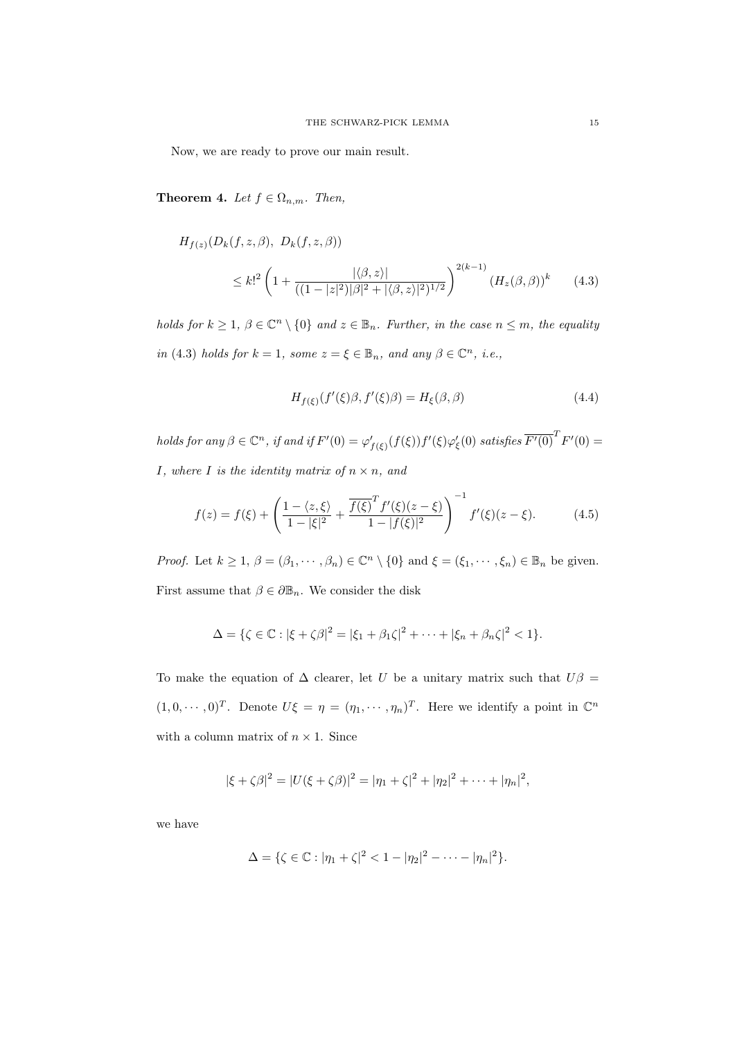Now, we are ready to prove our main result.

**Theorem 4.** *Let $f \in \Omega_{n,m}$. Then,*

$$
\begin{aligned}
&H_{f(z)}(D_k(f,z,\beta),\ D_k(f,z,\beta)) \\
&\qquad \le k!^2 \left(1 + \frac{|\langle \beta, z\rangle|}{((1-|z|^2)|\beta|^2 + |\langle \beta, z\rangle|^2)^{1/2}}\right)^{2(k-1)} (H_z(\beta,\beta))^k \qquad (4.3)
\end{aligned}
$$

*holds for $k \ge 1$, $\beta \in \mathbb{C}^n \setminus \{0\}$ and $z \in \mathbb{B}_n$. Further, in the case $n \le m$, the equality in (4.3) holds for $k = 1$, some $z = \xi \in \mathbb{B}_n$, and any $\beta \in \mathbb{C}^n$, i.e.,*

$$
H_{f(\xi)}(f'(\xi)\beta, f'(\xi)\beta) = H_\xi(\beta,\beta) \qquad (4.4)
$$

*holds for any $\beta \in \mathbb{C}^n$, if and if $F'(0) = \varphi'_{f(\xi)}(f(\xi))f'(\xi)\varphi'_\xi(0)$ satisfies $\overline{F'(0)}^T F'(0) = I$, where $I$ is the identity matrix of $n \times n$, and*

$$
f(z) = f(\xi) + \left(\frac{1 - \langle z, \xi\rangle}{1 - |\xi|^2} + \frac{\overline{f(\xi)}^T f'(\xi)(z - \xi)}{1 - |f(\xi)|^2}\right)^{-1} f'(\xi)(z - \xi). \qquad (4.5)
$$

*Proof.* Let $k \ge 1$, $\beta = (\beta_1, \cdots, \beta_n) \in \mathbb{C}^n \setminus \{0\}$ and $\xi = (\xi_1, \cdots, \xi_n) \in \mathbb{B}_n$ be given. First assume that $\beta \in \partial\mathbb{B}_n$. We consider the disk

$$
\Delta = \{\zeta \in \mathbb{C} : |\xi + \zeta\beta|^2 = |\xi_1 + \beta_1\zeta|^2 + \cdots + |\xi_n + \beta_n\zeta|^2 < 1\}.
$$

To make the equation of $\Delta$ clearer, let $U$ be a unitary matrix such that $U\beta = (1, 0, \cdots, 0)^T$. Denote $U\xi = \eta = (\eta_1, \cdots, \eta_n)^T$. Here we identify a point in $\mathbb{C}^n$ with a column matrix of $n \times 1$. Since

$$
|\xi + \zeta\beta|^2 = |U(\xi + \zeta\beta)|^2 = |\eta_1 + \zeta|^2 + |\eta_2|^2 + \cdots + |\eta_n|^2,
$$

we have

$$
\Delta = \{\zeta \in \mathbb{C} : |\eta_1 + \zeta|^2 < 1 - |\eta_2|^2 - \cdots - |\eta_n|^2\}.
$$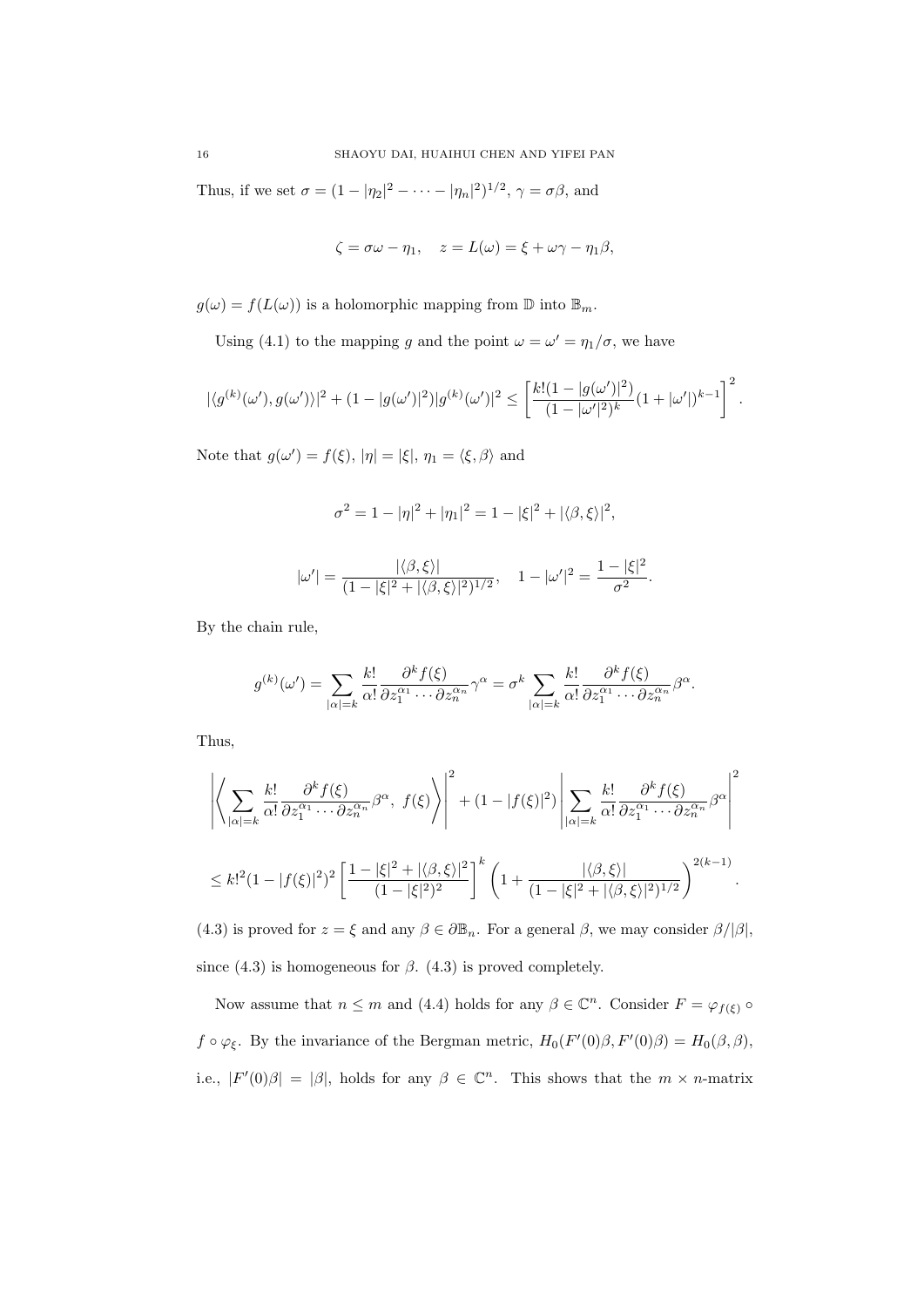Thus, if we set $\sigma = (1 - |\eta_2|^2 - \cdots - |\eta_n|^2)^{1/2}$, $\gamma = \sigma\beta$, and

$$\zeta = \sigma\omega - \eta_1, \quad z = L(\omega) = \xi + \omega\gamma - \eta_1\beta,$$

$g(\omega) = f(L(\omega))$ is a holomorphic mapping from $\mathbb{D}$ into $\mathbb{B}_m$.

Using (4.1) to the mapping $g$ and the point $\omega = \omega' = \eta_1/\sigma$, we have

$$|\langle g^{(k)}(\omega'), g(\omega')\rangle|^2 + (1 - |g(\omega')|^2)|g^{(k)}(\omega')|^2 \leq \left[\frac{k!(1 - |g(\omega')|^2)}{(1 - |\omega'|^2)^k}(1 + |\omega'|)^{k-1}\right]^2.$$

Note that $g(\omega') = f(\xi)$, $|\eta| = |\xi|$, $\eta_1 = \langle \xi, \beta\rangle$ and

$$\sigma^2 = 1 - |\eta|^2 + |\eta_1|^2 = 1 - |\xi|^2 + |\langle \beta, \xi\rangle|^2,$$

$$|\omega'| = \frac{|\langle \beta, \xi\rangle|}{(1 - |\xi|^2 + |\langle \beta, \xi\rangle|^2)^{1/2}}, \quad 1 - |\omega'|^2 = \frac{1 - |\xi|^2}{\sigma^2}.$$

By the chain rule,

$$g^{(k)}(\omega') = \sum_{|\alpha|=k} \frac{k!}{\alpha!}\frac{\partial^k f(\xi)}{\partial z_1^{\alpha_1}\cdots\partial z_n^{\alpha_n}}\gamma^\alpha = \sigma^k \sum_{|\alpha|=k} \frac{k!}{\alpha!}\frac{\partial^k f(\xi)}{\partial z_1^{\alpha_1}\cdots\partial z_n^{\alpha_n}}\beta^\alpha.$$

Thus,

$$\left|\left\langle \sum_{|\alpha|=k} \frac{k!}{\alpha!}\frac{\partial^k f(\xi)}{\partial z_1^{\alpha_1}\cdots\partial z_n^{\alpha_n}}\beta^\alpha,\ f(\xi)\right\rangle\right|^2 + (1 - |f(\xi)|^2)\left|\sum_{|\alpha|=k} \frac{k!}{\alpha!}\frac{\partial^k f(\xi)}{\partial z_1^{\alpha_1}\cdots\partial z_n^{\alpha_n}}\beta^\alpha\right|^2$$

$$\leq k!^2(1 - |f(\xi)|^2)^2\left[\frac{1 - |\xi|^2 + |\langle \beta, \xi\rangle|^2}{(1 - |\xi|^2)^2}\right]^k\left(1 + \frac{|\langle \beta, \xi\rangle|}{(1 - |\xi|^2 + |\langle \beta, \xi\rangle|^2)^{1/2}}\right)^{2(k-1)}.$$

(4.3) is proved for $z = \xi$ and any $\beta \in \partial\mathbb{B}_n$. For a general $\beta$, we may consider $\beta/|\beta|$, since (4.3) is homogeneous for $\beta$. (4.3) is proved completely.

Now assume that $n \leq m$ and (4.4) holds for any $\beta \in \mathbb{C}^n$. Consider $F = \varphi_{f(\xi)} \circ f \circ \varphi_\xi$. By the invariance of the Bergman metric, $H_0(F'(0)\beta, F'(0)\beta) = H_0(\beta, \beta)$, i.e., $|F'(0)\beta| = |\beta|$, holds for any $\beta \in \mathbb{C}^n$. This shows that the $m \times n$-matrix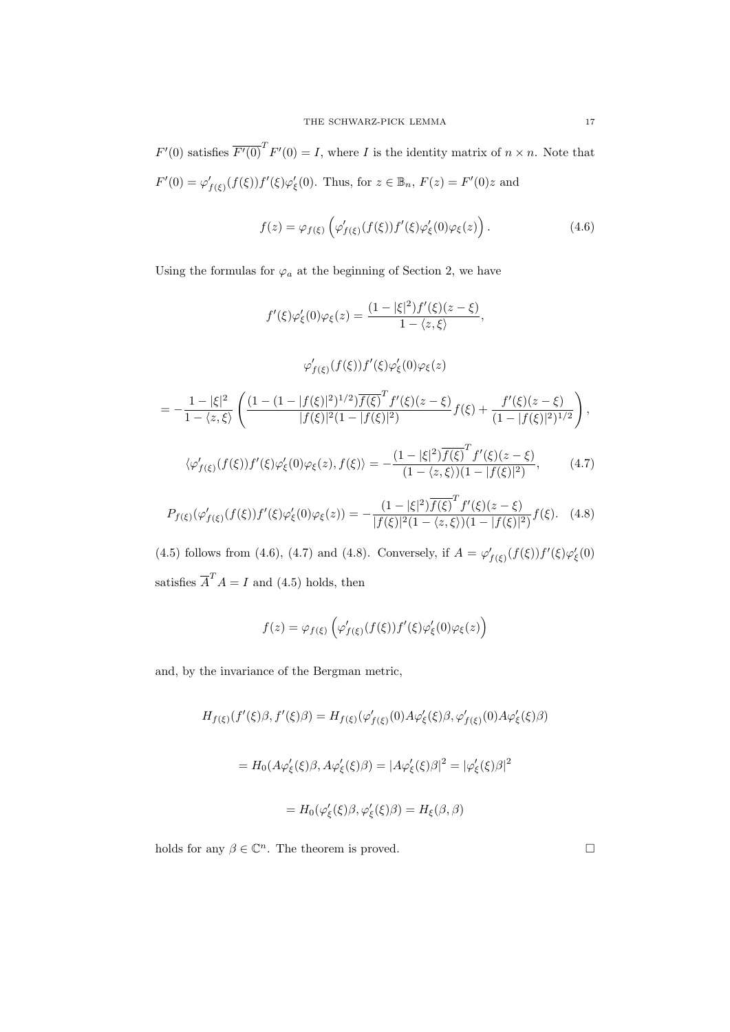$F'(0)$ satisfies $\overline{F'(0)}^T F'(0) = I$, where $I$ is the identity matrix of $n \times n$. Note that $F'(0) = \varphi'_{f(\xi)}(f(\xi))f'(\xi)\varphi'_\xi(0)$. Thus, for $z \in \mathbb{B}_n$, $F(z) = F'(0)z$ and

$$f(z) = \varphi_{f(\xi)}\left(\varphi'_{f(\xi)}(f(\xi))f'(\xi)\varphi'_\xi(0)\varphi_\xi(z)\right). \tag{4.6}$$

Using the formulas for $\varphi_a$ at the beginning of Section 2, we have

$$f'(\xi)\varphi'_\xi(0)\varphi_\xi(z) = \frac{(1-|\xi|^2)f'(\xi)(z-\xi)}{1-\langle z,\xi\rangle},$$

$$\varphi'_{f(\xi)}(f(\xi))f'(\xi)\varphi'_\xi(0)\varphi_\xi(z)$$

$$= -\frac{1-|\xi|^2}{1-\langle z,\xi\rangle}\left(\frac{(1-(1-|f(\xi)|^2)^{1/2})\overline{f(\xi)}^T f'(\xi)(z-\xi)}{|f(\xi)|^2(1-|f(\xi)|^2)}f(\xi) + \frac{f'(\xi)(z-\xi)}{(1-|f(\xi)|^2)^{1/2}}\right),$$

$$\langle\varphi'_{f(\xi)}(f(\xi))f'(\xi)\varphi'_\xi(0)\varphi_\xi(z), f(\xi)\rangle = -\frac{(1-|\xi|^2)\overline{f(\xi)}^T f'(\xi)(z-\xi)}{(1-\langle z,\xi\rangle)(1-|f(\xi)|^2)}, \tag{4.7}$$

$$P_{f(\xi)}(\varphi'_{f(\xi)}(f(\xi))f'(\xi)\varphi'_\xi(0)\varphi_\xi(z)) = -\frac{(1-|\xi|^2)\overline{f(\xi)}^T f'(\xi)(z-\xi)}{|f(\xi)|^2(1-\langle z,\xi\rangle)(1-|f(\xi)|^2)}f(\xi). \tag{4.8}$$

(4.5) follows from (4.6), (4.7) and (4.8). Conversely, if $A = \varphi'_{f(\xi)}(f(\xi))f'(\xi)\varphi'_\xi(0)$ satisfies $\overline{A}^T A = I$ and (4.5) holds, then

$$f(z) = \varphi_{f(\xi)}\left(\varphi'_{f(\xi)}(f(\xi))f'(\xi)\varphi'_\xi(0)\varphi_\xi(z)\right)$$

and, by the invariance of the Bergman metric,

$$H_{f(\xi)}(f'(\xi)\beta, f'(\xi)\beta) = H_{f(\xi)}(\varphi'_{f(\xi)}(0)A\varphi'_\xi(\xi)\beta, \varphi'_{f(\xi)}(0)A\varphi'_\xi(\xi)\beta)$$

$$= H_0(A\varphi'_\xi(\xi)\beta, A\varphi'_\xi(\xi)\beta) = |A\varphi'_\xi(\xi)\beta|^2 = |\varphi'_\xi(\xi)\beta|^2$$

$$= H_0(\varphi'_\xi(\xi)\beta, \varphi'_\xi(\xi)\beta) = H_\xi(\beta,\beta)$$

holds for any $\beta \in \mathbb{C}^n$. The theorem is proved. $\square$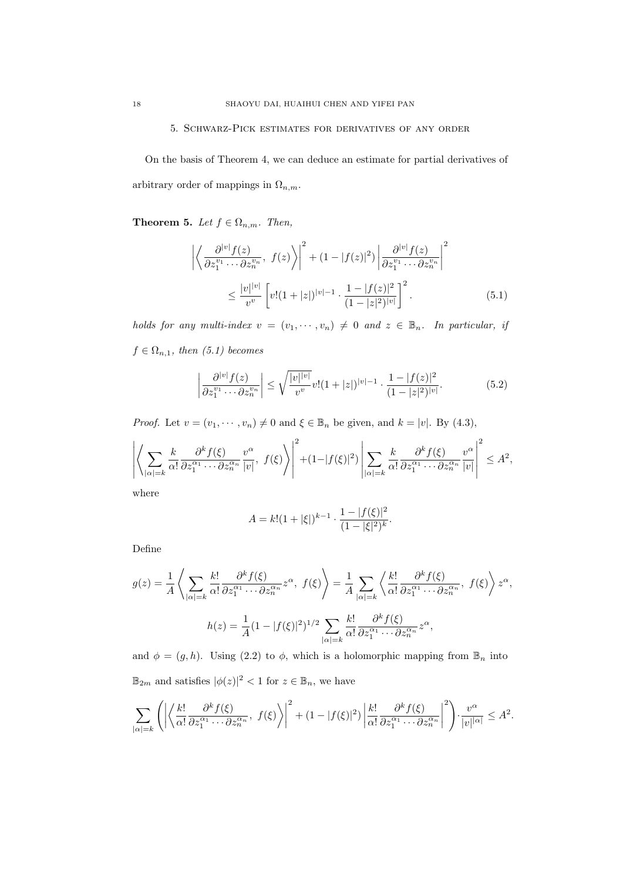## 5. Schwarz-Pick estimates for derivatives of any order

On the basis of Theorem 4, we can deduce an estimate for partial derivatives of arbitrary order of mappings in $\Omega_{n,m}$.

**Theorem 5.** *Let $f \in \Omega_{n,m}$. Then,*

$$\left| \left\langle \frac{\partial^{|v|} f(z)}{\partial z_1^{v_1} \cdots \partial z_n^{v_n}},\ f(z) \right\rangle \right|^2 + (1 - |f(z)|^2) \left| \frac{\partial^{|v|} f(z)}{\partial z_1^{v_1} \cdots \partial z_n^{v_n}} \right|^2 \\ \leq \frac{|v|^{|v|}}{v^v} \left[ v!(1+|z|)^{|v|-1} \cdot \frac{1-|f(z)|^2}{(1-|z|^2)^{|v|}} \right]^2. \tag{5.1}$$

*holds for any multi-index $v = (v_1, \cdots, v_n) \neq 0$ and $z \in \mathbb{B}_n$. In particular, if $f \in \Omega_{n,1}$, then (5.1) becomes*

$$\left| \frac{\partial^{|v|} f(z)}{\partial z_1^{v_1} \cdots \partial z_n^{v_n}} \right| \leq \sqrt{\frac{|v|^{|v|}}{v^v}} v!(1+|z|)^{|v|-1} \cdot \frac{1-|f(z)|^2}{(1-|z|^2)^{|v|}}. \tag{5.2}$$

*Proof.* Let $v = (v_1, \cdots, v_n) \neq 0$ and $\xi \in \mathbb{B}_n$ be given, and $k = |v|$. By (4.3),

$$\left| \left\langle \sum_{|\alpha|=k} \frac{k}{\alpha!} \frac{\partial^k f(\xi)}{\partial z_1^{\alpha_1} \cdots \partial z_n^{\alpha_n}} \frac{v^\alpha}{|v|},\ f(\xi) \right\rangle \right|^2 + (1-|f(\xi)|^2) \left| \sum_{|\alpha|=k} \frac{k}{\alpha!} \frac{\partial^k f(\xi)}{\partial z_1^{\alpha_1} \cdots \partial z_n^{\alpha_n}} \frac{v^\alpha}{|v|} \right|^2 \leq A^2,$$

where

$$A = k!(1+|\xi|)^{k-1} \cdot \frac{1-|f(\xi)|^2}{(1-|\xi|^2)^k}.$$

Define

$$g(z) = \frac{1}{A} \left\langle \sum_{|\alpha|=k} \frac{k!}{\alpha!} \frac{\partial^k f(\xi)}{\partial z_1^{\alpha_1} \cdots \partial z_n^{\alpha_n}} z^\alpha,\ f(\xi) \right\rangle = \frac{1}{A} \sum_{|\alpha|=k} \left\langle \frac{k!}{\alpha!} \frac{\partial^k f(\xi)}{\partial z_1^{\alpha_1} \cdots \partial z_n^{\alpha_n}},\ f(\xi) \right\rangle z^\alpha,$$

$$h(z) = \frac{1}{A}(1-|f(\xi)|^2)^{1/2} \sum_{|\alpha|=k} \frac{k!}{\alpha!} \frac{\partial^k f(\xi)}{\partial z_1^{\alpha_1} \cdots \partial z_n^{\alpha_n}} z^\alpha,$$

and $\phi = (g, h)$. Using (2.2) to $\phi$, which is a holomorphic mapping from $\mathbb{B}_n$ into $\mathbb{B}_{2m}$ and satisfies $|\phi(z)|^2 < 1$ for $z \in \mathbb{B}_n$, we have

$$\sum_{|\alpha|=k} \left( \left| \left\langle \frac{k!}{\alpha!} \frac{\partial^k f(\xi)}{\partial z_1^{\alpha_1} \cdots \partial z_n^{\alpha_n}},\ f(\xi) \right\rangle \right|^2 + (1-|f(\xi)|^2) \left| \frac{k!}{\alpha!} \frac{\partial^k f(\xi)}{\partial z_1^{\alpha_1} \cdots \partial z_n^{\alpha_n}} \right|^2 \right) \cdot \frac{v^\alpha}{|v|^{|\alpha|}} \leq A^2.$$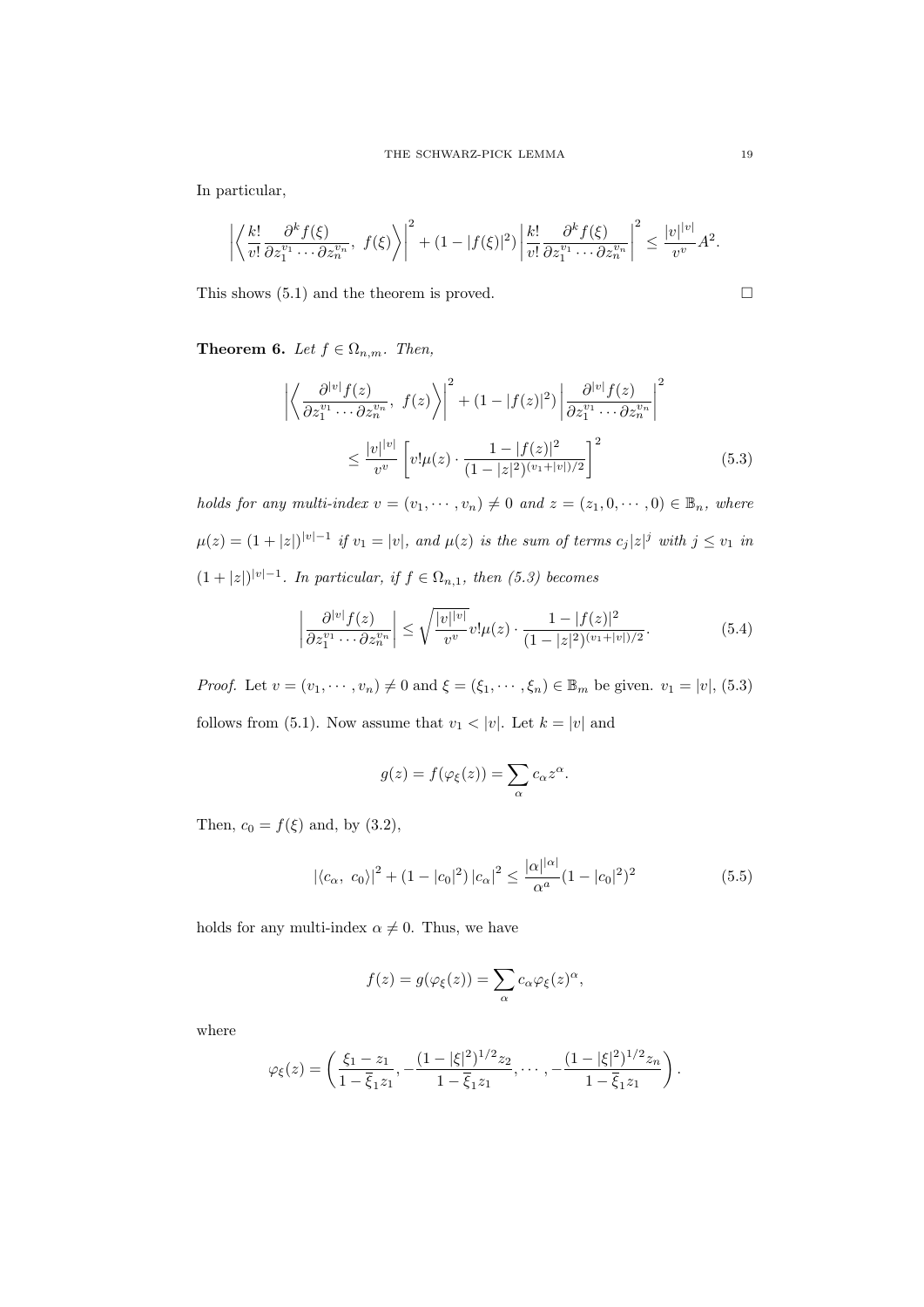In particular,

$$\left|\left\langle \frac{k!}{v!}\frac{\partial^k f(\xi)}{\partial z_1^{v_1}\cdots\partial z_n^{v_n}},\ f(\xi)\right\rangle\right|^2 + (1-|f(\xi)|^2)\left|\frac{k!}{v!}\frac{\partial^k f(\xi)}{\partial z_1^{v_1}\cdots\partial z_n^{v_n}}\right|^2 \le \frac{|v|^{|v|}}{v^v}A^2.$$

This shows (5.1) and the theorem is proved. □

**Theorem 6.** *Let $f \in \Omega_{n,m}$. Then,*

$$\left|\left\langle \frac{\partial^{|v|} f(z)}{\partial z_1^{v_1}\cdots\partial z_n^{v_n}},\ f(z)\right\rangle\right|^2 + (1-|f(z)|^2)\left|\frac{\partial^{|v|} f(z)}{\partial z_1^{v_1}\cdots\partial z_n^{v_n}}\right|^2$$
$$\le \frac{|v|^{|v|}}{v^v}\left[v!\mu(z)\cdot\frac{1-|f(z)|^2}{(1-|z|^2)^{(v_1+|v|)/2}}\right]^2 \tag{5.3}$$

*holds for any multi-index $v=(v_1,\cdots,v_n)\neq 0$ and $z=(z_1,0,\cdots,0)\in\mathbb{B}_n$, where $\mu(z)=(1+|z|)^{|v|-1}$ if $v_1=|v|$, and $\mu(z)$ is the sum of terms $c_j|z|^j$ with $j\le v_1$ in $(1+|z|)^{|v|-1}$. In particular, if $f\in\Omega_{n,1}$, then (5.3) becomes*

$$\left|\frac{\partial^{|v|} f(z)}{\partial z_1^{v_1}\cdots\partial z_n^{v_n}}\right| \le \sqrt{\frac{|v|^{|v|}}{v^v}}\,v!\mu(z)\cdot\frac{1-|f(z)|^2}{(1-|z|^2)^{(v_1+|v|)/2}}. \tag{5.4}$$

*Proof.* Let $v=(v_1,\cdots,v_n)\neq 0$ and $\xi=(\xi_1,\cdots,\xi_n)\in\mathbb{B}_m$ be given. $v_1=|v|$, (5.3) follows from (5.1). Now assume that $v_1<|v|$. Let $k=|v|$ and

$$g(z)=f(\varphi_\xi(z))=\sum_\alpha c_\alpha z^\alpha.$$

Then, $c_0=f(\xi)$ and, by (3.2),

$$|\langle c_\alpha,\ c_0\rangle|^2+(1-|c_0|^2)\,|c_\alpha|^2 \le \frac{|\alpha|^{|\alpha|}}{\alpha^a}(1-|c_0|^2)^2 \tag{5.5}$$

holds for any multi-index $\alpha\neq 0$. Thus, we have

$$f(z)=g(\varphi_\xi(z))=\sum_\alpha c_\alpha\varphi_\xi(z)^\alpha,$$

where

$$\varphi_\xi(z)=\left(\frac{\xi_1-z_1}{1-\bar{\xi}_1 z_1},-\frac{(1-|\xi|^2)^{1/2}z_2}{1-\bar{\xi}_1 z_1},\cdots,-\frac{(1-|\xi|^2)^{1/2}z_n}{1-\bar{\xi}_1 z_1}\right).$$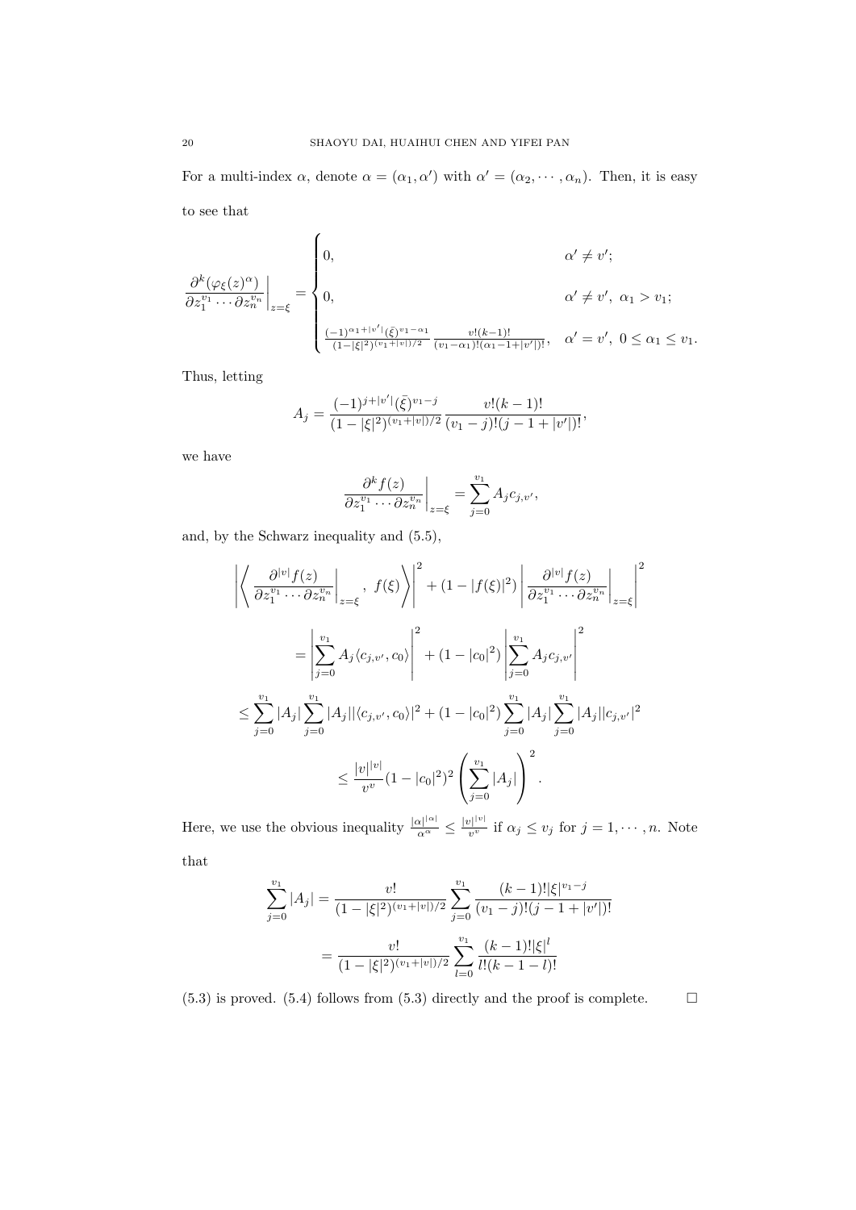For a multi-index $\alpha$, denote $\alpha = (\alpha_1, \alpha')$ with $\alpha' = (\alpha_2, \cdots, \alpha_n)$. Then, it is easy to see that

$$
\left.\frac{\partial^k (\varphi_\xi(z)^\alpha)}{\partial z_1^{v_1} \cdots \partial z_n^{v_n}}\right|_{z=\xi} = \begin{cases} 0, & \alpha' \neq v'; \\ 0, & \alpha' \neq v',\ \alpha_1 > v_1; \\ \frac{(-1)^{\alpha_1 + |v'|}(\bar{\xi})^{v_1 - \alpha_1}}{(1-|\xi|^2)^{(v_1+|v|)/2}} \frac{v!(k-1)!}{(v_1 - \alpha_1)!(\alpha_1 - 1 + |v'|)!}, & \alpha' = v',\ 0 \leq \alpha_1 \leq v_1. \end{cases}
$$

Thus, letting

$$
A_j = \frac{(-1)^{j+|v'|}(\bar{\xi})^{v_1 - j}}{(1-|\xi|^2)^{(v_1+|v|)/2}} \frac{v!(k-1)!}{(v_1 - j)!(j - 1 + |v'|)!},
$$

we have

$$
\left.\frac{\partial^k f(z)}{\partial z_1^{v_1} \cdots \partial z_n^{v_n}}\right|_{z=\xi} = \sum_{j=0}^{v_1} A_j c_{j,v'},
$$

and, by the Schwarz inequality and (5.5),

$$
\begin{aligned}
&\left| \left\langle \left.\frac{\partial^{|v|} f(z)}{\partial z_1^{v_1} \cdots \partial z_n^{v_n}}\right|_{z=\xi},\ f(\xi) \right\rangle \right|^2 + (1 - |f(\xi)|^2) \left| \left.\frac{\partial^{|v|} f(z)}{\partial z_1^{v_1} \cdots \partial z_n^{v_n}}\right|_{z=\xi} \right|^2 \\
&= \left| \sum_{j=0}^{v_1} A_j \langle c_{j,v'}, c_0 \rangle \right|^2 + (1 - |c_0|^2) \left| \sum_{j=0}^{v_1} A_j c_{j,v'} \right|^2 \\
&\leq \sum_{j=0}^{v_1} |A_j| \sum_{j=0}^{v_1} |A_j| |\langle c_{j,v'}, c_0 \rangle|^2 + (1 - |c_0|^2) \sum_{j=0}^{v_1} |A_j| \sum_{j=0}^{v_1} |A_j| |c_{j,v'}|^2 \\
&\leq \frac{|v|^{|v|}}{v^v} (1 - |c_0|^2)^2 \left( \sum_{j=0}^{v_1} |A_j| \right)^2.
\end{aligned}
$$

Here, we use the obvious inequality $\frac{|\alpha|^{|\alpha|}}{\alpha^\alpha} \leq \frac{|v|^{|v|}}{v^v}$ if $\alpha_j \leq v_j$ for $j = 1, \cdots, n$. Note that

$$
\begin{aligned}
\sum_{j=0}^{v_1} |A_j| &= \frac{v!}{(1-|\xi|^2)^{(v_1+|v|)/2}} \sum_{j=0}^{v_1} \frac{(k-1)! |\xi|^{v_1 - j}}{(v_1 - j)!(j - 1 + |v'|)!} \\
&= \frac{v!}{(1-|\xi|^2)^{(v_1+|v|)/2}} \sum_{l=0}^{v_1} \frac{(k-1)! |\xi|^l}{l!(k-1-l)!}
\end{aligned}
$$

(5.3) is proved. (5.4) follows from (5.3) directly and the proof is complete. $\square$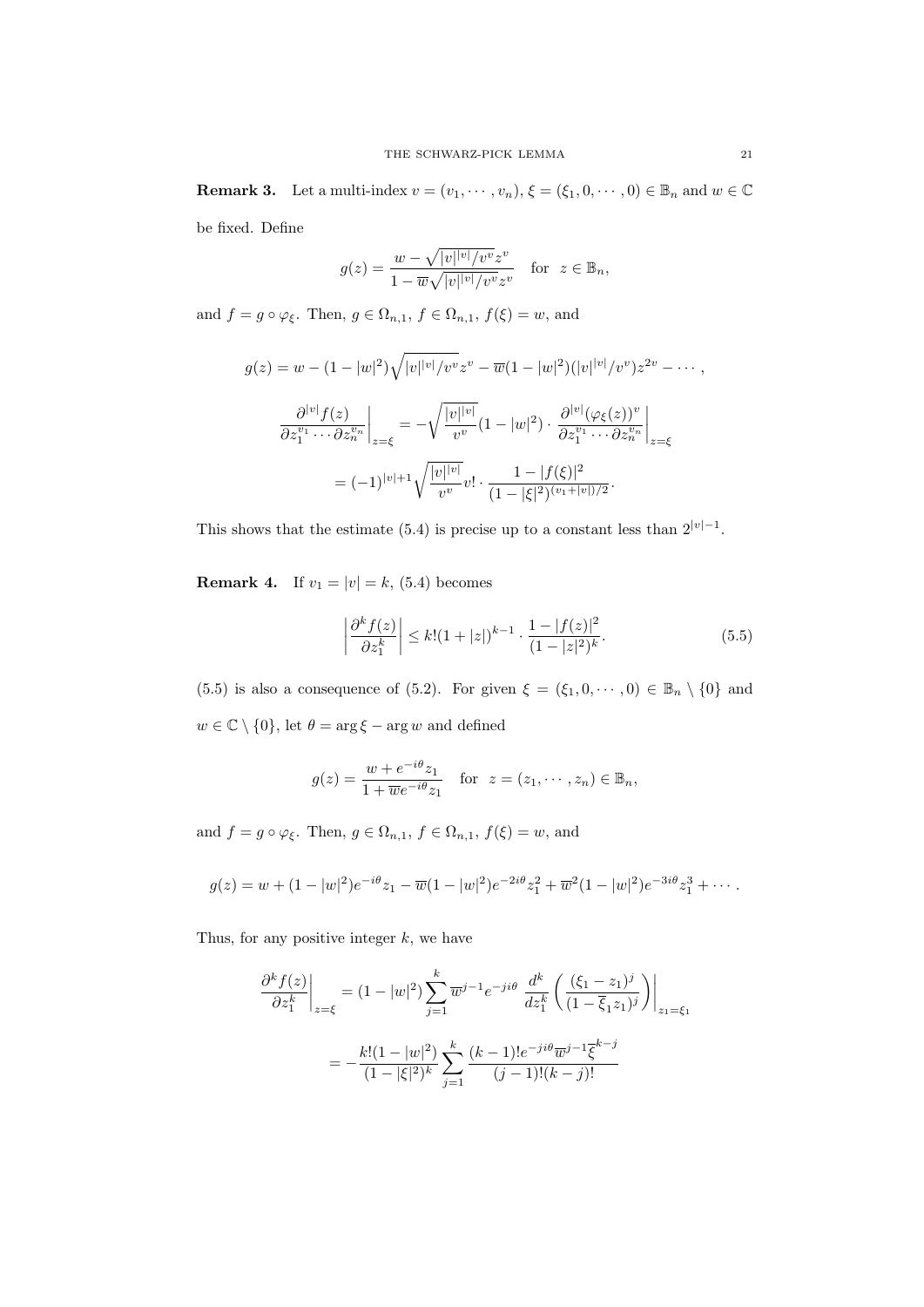**Remark 3.** Let a multi-index $v = (v_1, \cdots, v_n)$, $\xi = (\xi_1, 0, \cdots, 0) \in \mathbb{B}_n$ and $w \in \mathbb{C}$ be fixed. Define

$$g(z) = \frac{w - \sqrt{|v|^{|v|}/v^v}\, z^v}{1 - \overline{w}\sqrt{|v|^{|v|}/v^v}\, z^v} \quad \text{for} \quad z \in \mathbb{B}_n,$$

and $f = g \circ \varphi_\xi$. Then, $g \in \Omega_{n,1}$, $f \in \Omega_{n,1}$, $f(\xi) = w$, and

$$g(z) = w - (1 - |w|^2)\sqrt{|v|^{|v|}/v^v}\, z^v - \overline{w}(1 - |w|^2)(|v|^{|v|}/v^v) z^{2v} - \cdots,$$

$$\left.\frac{\partial^{|v|} f(z)}{\partial z_1^{v_1} \cdots \partial z_n^{v_n}}\right|_{z=\xi} = -\sqrt{\frac{|v|^{|v|}}{v^v}}(1 - |w|^2) \cdot \left.\frac{\partial^{|v|} (\varphi_\xi(z))^v}{\partial z_1^{v_1} \cdots \partial z_n^{v_n}}\right|_{z=\xi}$$

$$= (-1)^{|v|+1}\sqrt{\frac{|v|^{|v|}}{v^v}}\, v! \cdot \frac{1 - |f(\xi)|^2}{(1 - |\xi|^2)^{(v_1 + |v|)/2}}.$$

This shows that the estimate (5.4) is precise up to a constant less than $2^{|v|-1}$.

**Remark 4.** If $v_1 = |v| = k$, (5.4) becomes

$$\left|\frac{\partial^k f(z)}{\partial z_1^k}\right| \le k!(1 + |z|)^{k-1} \cdot \frac{1 - |f(z)|^2}{(1 - |z|^2)^k}. \tag{5.5}$$

(5.5) is also a consequence of (5.2). For given $\xi = (\xi_1, 0, \cdots, 0) \in \mathbb{B}_n \setminus \{0\}$ and $w \in \mathbb{C} \setminus \{0\}$, let $\theta = \arg \xi - \arg w$ and defined

$$g(z) = \frac{w + e^{-i\theta} z_1}{1 + \overline{w} e^{-i\theta} z_1} \quad \text{for} \quad z = (z_1, \cdots, z_n) \in \mathbb{B}_n,$$

and $f = g \circ \varphi_\xi$. Then, $g \in \Omega_{n,1}$, $f \in \Omega_{n,1}$, $f(\xi) = w$, and

$$g(z) = w + (1 - |w|^2) e^{-i\theta} z_1 - \overline{w}(1 - |w|^2) e^{-2i\theta} z_1^2 + \overline{w}^2 (1 - |w|^2) e^{-3i\theta} z_1^3 + \cdots.$$

Thus, for any positive integer $k$, we have

$$\left.\frac{\partial^k f(z)}{\partial z_1^k}\right|_{z=\xi} = (1 - |w|^2) \sum_{j=1}^{k} \overline{w}^{j-1} e^{-ji\theta} \left.\frac{d^k}{dz_1^k}\left(\frac{(\xi_1 - z_1)^j}{(1 - \overline{\xi}_1 z_1)^j}\right)\right|_{z_1 = \xi_1}$$

$$= -\frac{k!(1 - |w|^2)}{(1 - |\xi|^2)^k} \sum_{j=1}^{k} \frac{(k-1)! e^{-ji\theta} \overline{w}^{j-1} \overline{\xi}^{k-j}}{(j-1)!(k-j)!}$$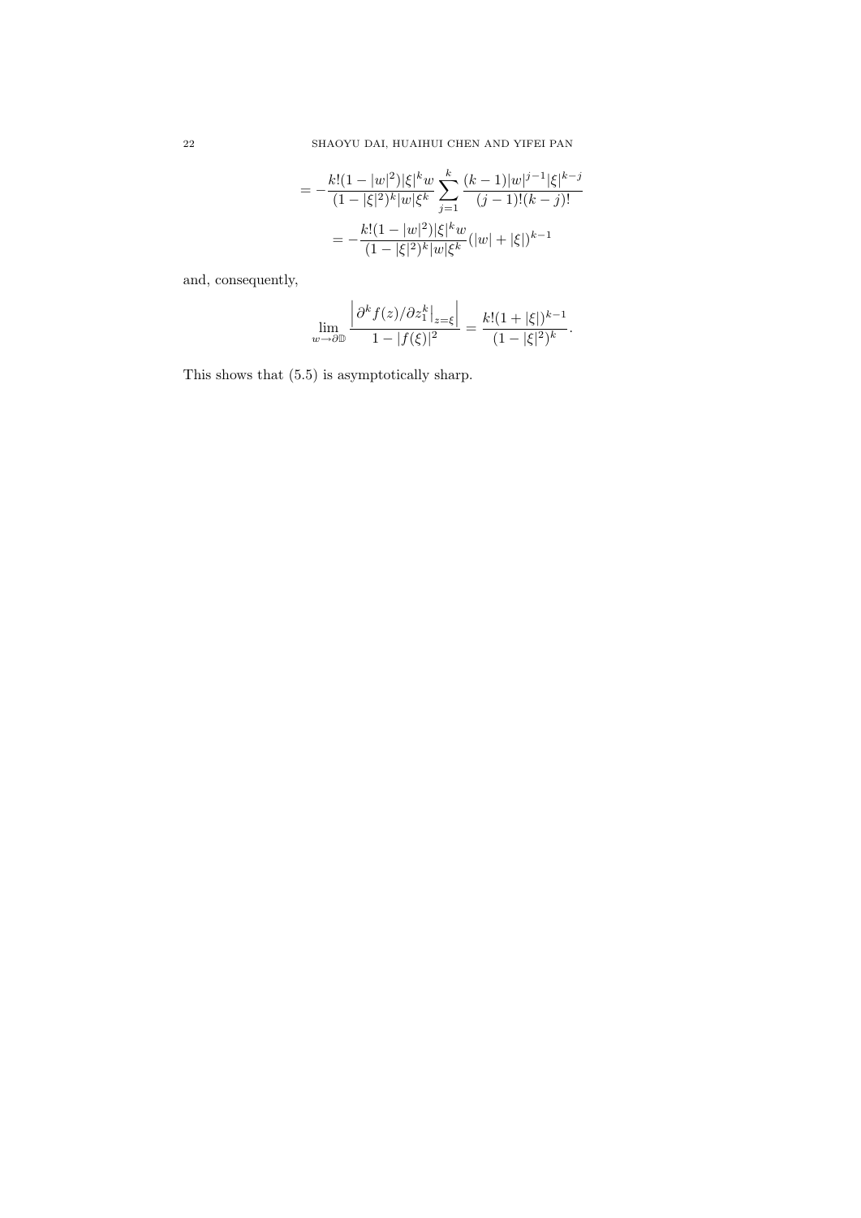$$= -\frac{k!(1-|w|^2)|\xi|^k w}{(1-|\xi|^2)^k |w| \xi^k} \sum_{j=1}^{k} \frac{(k-1)|w|^{j-1}|\xi|^{k-j}}{(j-1)!(k-j)!}$$

$$= -\frac{k!(1-|w|^2)|\xi|^k w}{(1-|\xi|^2)^k |w| \xi^k} (|w| + |\xi|)^{k-1}$$

and, consequently,

$$\lim_{w \to \partial \mathbb{D}} \frac{\left| \partial^k f(z)/\partial z_1^k \big|_{z=\xi} \right|}{1 - |f(\xi)|^2} = \frac{k!(1+|\xi|)^{k-1}}{(1-|\xi|^2)^k}.$$

This shows that (5.5) is asymptotically sharp.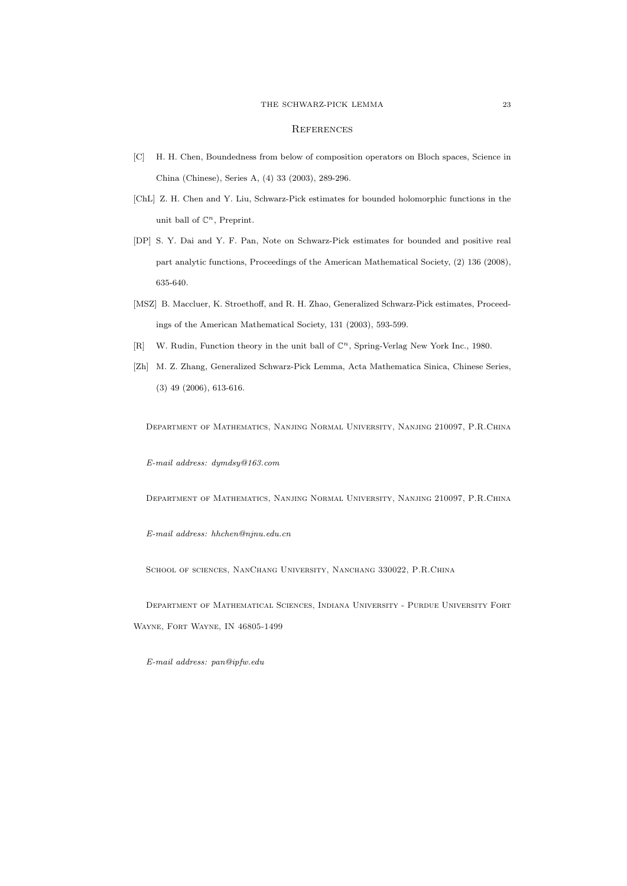## References

[C] H. H. Chen, Boundedness from below of composition operators on Bloch spaces, Science in China (Chinese), Series A, (4) 33 (2003), 289-296.

[ChL] Z. H. Chen and Y. Liu, Schwarz-Pick estimates for bounded holomorphic functions in the unit ball of $\mathbb{C}^n$, Preprint.

[DP] S. Y. Dai and Y. F. Pan, Note on Schwarz-Pick estimates for bounded and positive real part analytic functions, Proceedings of the American Mathematical Society, (2) 136 (2008), 635-640.

[MSZ] B. Maccluer, K. Stroethoff, and R. H. Zhao, Generalized Schwarz-Pick estimates, Proceedings of the American Mathematical Society, 131 (2003), 593-599.

[R] W. Rudin, Function theory in the unit ball of $\mathbb{C}^n$, Spring-Verlag New York Inc., 1980.

[Zh] M. Z. Zhang, Generalized Schwarz-Pick Lemma, Acta Mathematica Sinica, Chinese Series, (3) 49 (2006), 613-616.

Department of Mathematics, Nanjing Normal University, Nanjing 210097, P.R.China

*E-mail address: dymdsy@163.com*

Department of Mathematics, Nanjing Normal University, Nanjing 210097, P.R.China

*E-mail address: hhchen@njnu.edu.cn*

School of sciences, NanChang University, Nanchang 330022, P.R.China

Department of Mathematical Sciences, Indiana University - Purdue University Fort Wayne, Fort Wayne, IN 46805-1499

*E-mail address: pan@ipfw.edu*